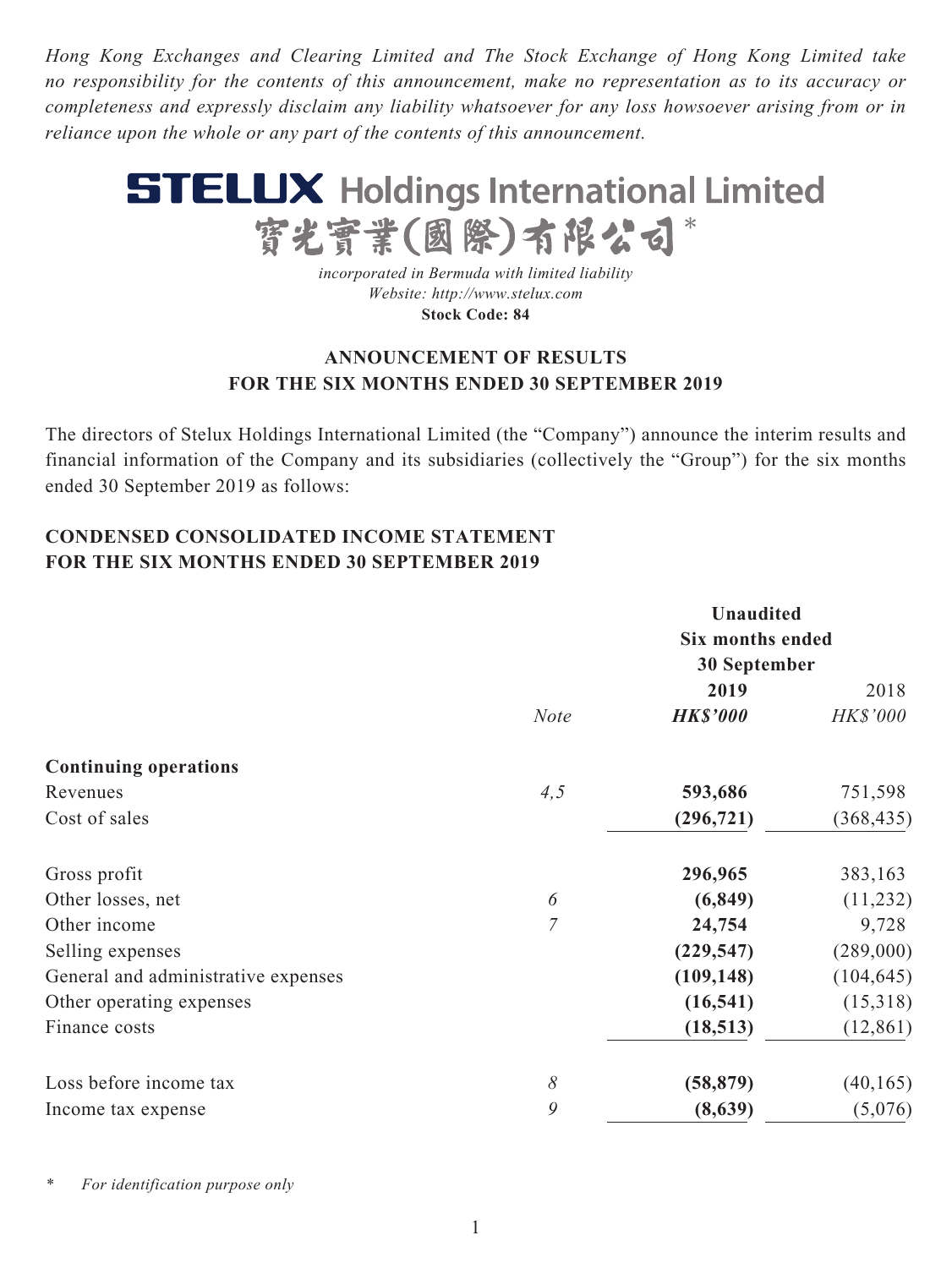*Hong Kong Exchanges and Clearing Limited and The Stock Exchange of Hong Kong Limited take no responsibility for the contents of this announcement, make no representation as to its accuracy or completeness and expressly disclaim any liability whatsoever for any loss howsoever arising from or in reliance upon the whole or any part of the contents of this announcement.*

# STELUX Holdings International Limited
# 寶光實業(國際)有限公司*

*incorporated in Bermuda with limited liability*
*Website: http://www.stelux.com*
**Stock Code: 84**

## ANNOUNCEMENT OF RESULTS FOR THE SIX MONTHS ENDED 30 SEPTEMBER 2019

The directors of Stelux Holdings International Limited (the "Company") announce the interim results and financial information of the Company and its subsidiaries (collectively the "Group") for the six months ended 30 September 2019 as follows:

### CONDENSED CONSOLIDATED INCOME STATEMENT FOR THE SIX MONTHS ENDED 30 SEPTEMBER 2019

| | | **Unaudited Six months ended 30 September** | |
|---|---|---|---|
| | | **2019** | 2018 |
| | *Note* | ***HK$'000*** | *HK$'000* |
| **Continuing operations** | | | |
| Revenues | *4,5* | **593,686** | 751,598 |
| Cost of sales | | **(296,721)** | (368,435) |
| Gross profit | | **296,965** | 383,163 |
| Other losses, net | *6* | **(6,849)** | (11,232) |
| Other income | *7* | **24,754** | 9,728 |
| Selling expenses | | **(229,547)** | (289,000) |
| General and administrative expenses | | **(109,148)** | (104,645) |
| Other operating expenses | | **(16,541)** | (15,318) |
| Finance costs | | **(18,513)** | (12,861) |
| Loss before income tax | *8* | **(58,879)** | (40,165) |
| Income tax expense | *9* | **(8,639)** | (5,076) |

\* *For identification purpose only*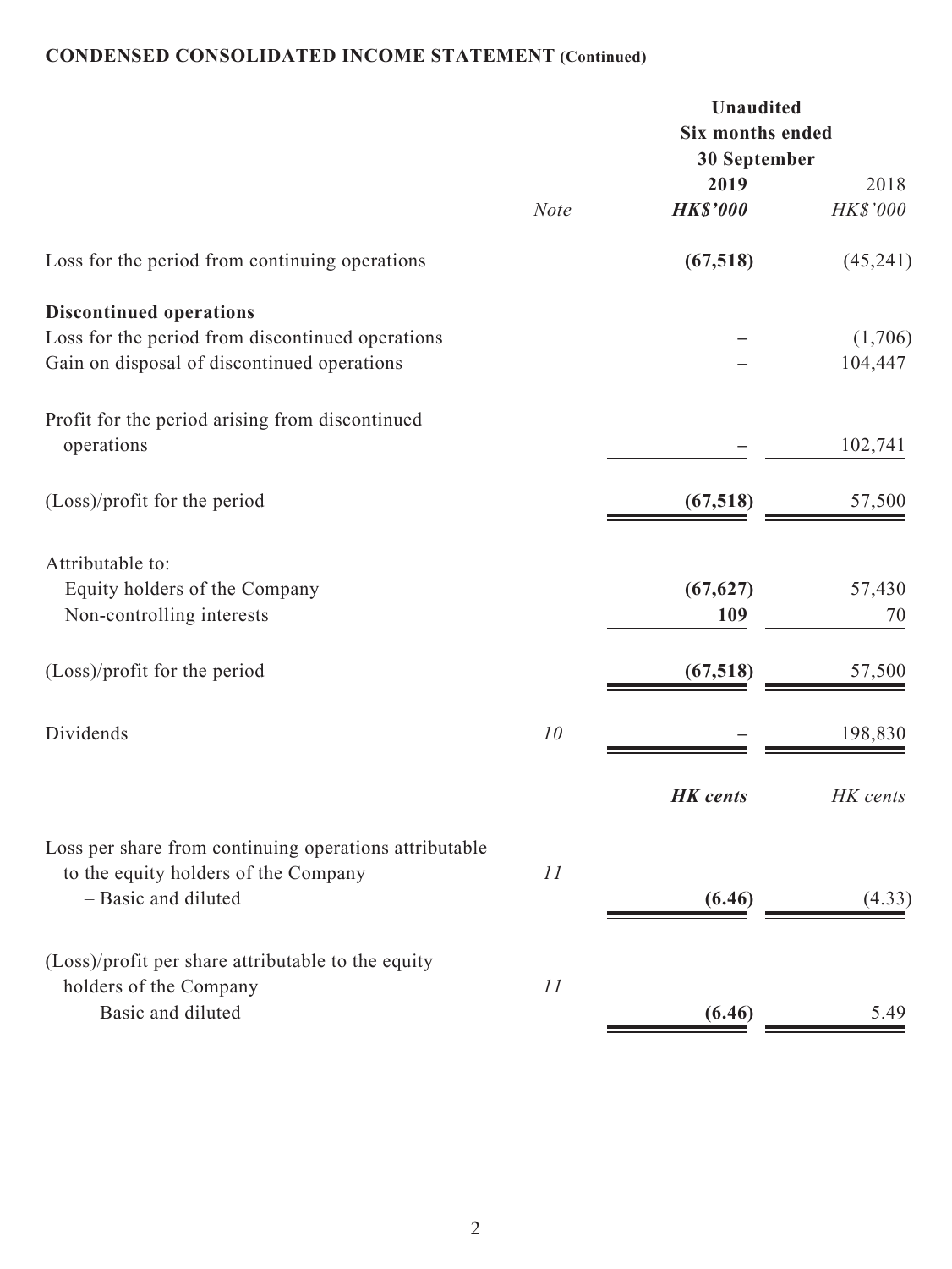**CONDENSED CONSOLIDATED INCOME STATEMENT (Continued)**

| | Note | Unaudited Six months ended 30 September 2019 HK$'000 | 2018 HK$'000 |
|---|---|---|---|
| Loss for the period from continuing operations | | **(67,518)** | (45,241) |
| **Discontinued operations** | | | |
| Loss for the period from discontinued operations | | – | (1,706) |
| Gain on disposal of discontinued operations | | – | 104,447 |
| Profit for the period arising from discontinued operations | | – | 102,741 |
| (Loss)/profit for the period | | **(67,518)** | 57,500 |
| Attributable to: | | | |
| Equity holders of the Company | | **(67,627)** | 57,430 |
| Non-controlling interests | | **109** | 70 |
| (Loss)/profit for the period | | **(67,518)** | 57,500 |
| Dividends | *10* | – | 198,830 |
| | | ***HK cents*** | *HK cents* |
| Loss per share from continuing operations attributable to the equity holders of the Company | *11* | | |
| – Basic and diluted | | **(6.46)** | (4.33) |
| (Loss)/profit per share attributable to the equity holders of the Company | *11* | | |
| – Basic and diluted | | **(6.46)** | 5.49 |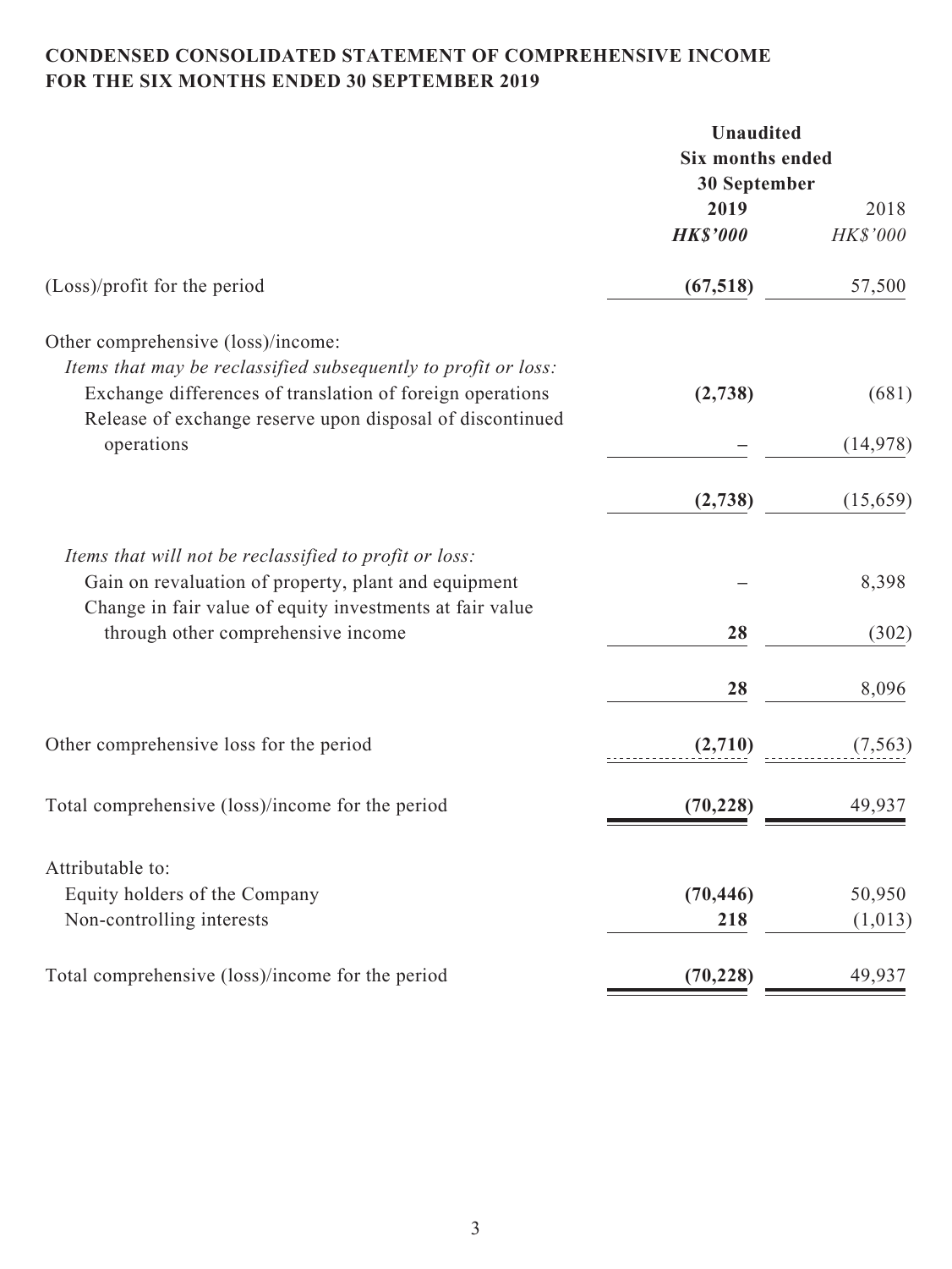**CONDENSED CONSOLIDATED STATEMENT OF COMPREHENSIVE INCOME**
**FOR THE SIX MONTHS ENDED 30 SEPTEMBER 2019**

| | **Unaudited Six months ended 30 September** | |
|---|---|---|
| | **2019** | 2018 |
| | ***HK$'000*** | *HK$'000* |
| (Loss)/profit for the period | **(67,518)** | 57,500 |
| Other comprehensive (loss)/income: | | |
| *Items that may be reclassified subsequently to profit or loss:* | | |
| Exchange differences of translation of foreign operations | **(2,738)** | (681) |
| Release of exchange reserve upon disposal of discontinued operations | **–** | (14,978) |
| | **(2,738)** | (15,659) |
| *Items that will not be reclassified to profit or loss:* | | |
| Gain on revaluation of property, plant and equipment | **–** | 8,398 |
| Change in fair value of equity investments at fair value through other comprehensive income | **28** | (302) |
| | **28** | 8,096 |
| Other comprehensive loss for the period | **(2,710)** | (7,563) |
| Total comprehensive (loss)/income for the period | **(70,228)** | 49,937 |
| Attributable to: | | |
| Equity holders of the Company | **(70,446)** | 50,950 |
| Non-controlling interests | **218** | (1,013) |
| Total comprehensive (loss)/income for the period | **(70,228)** | 49,937 |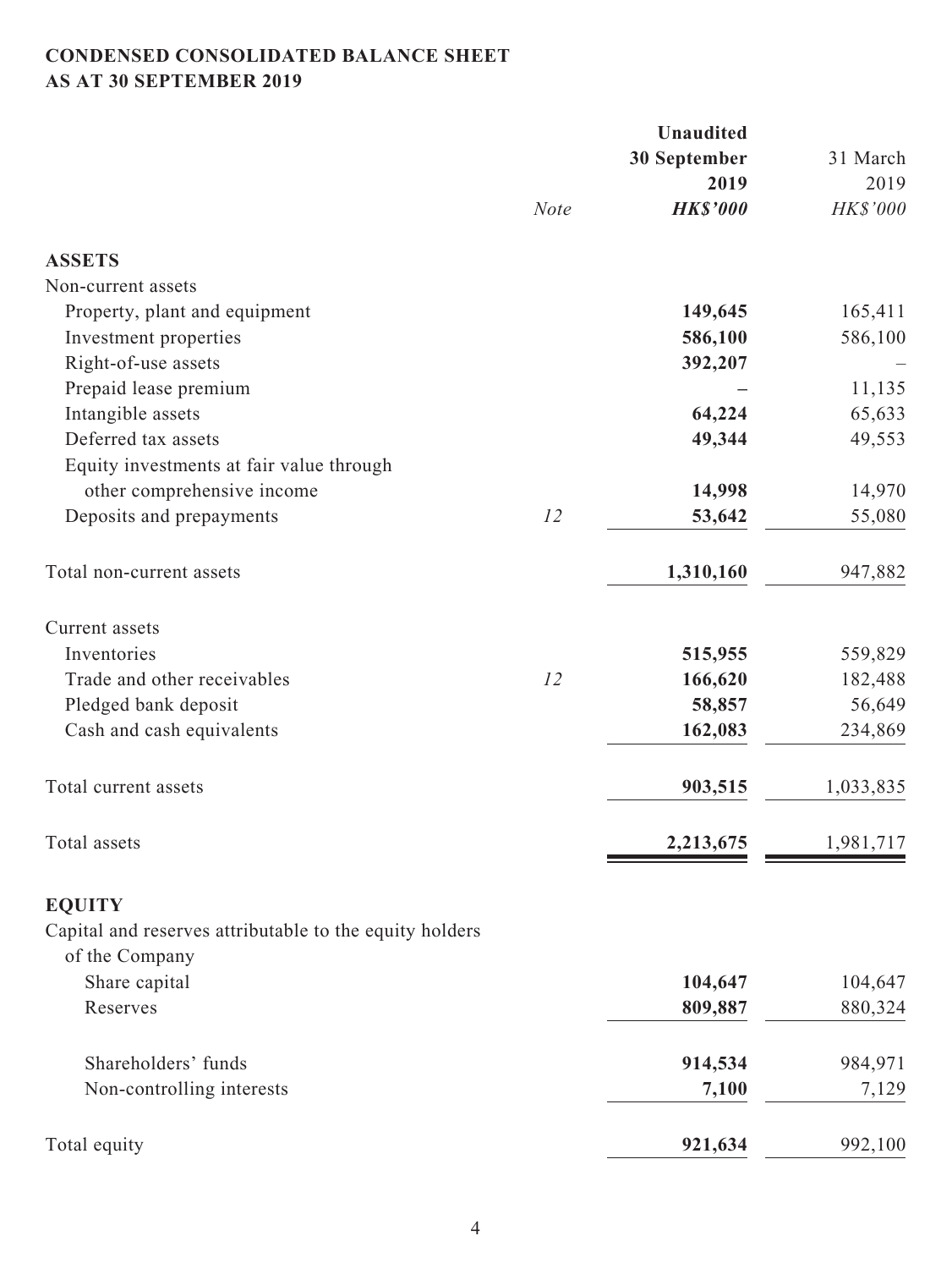**CONDENSED CONSOLIDATED BALANCE SHEET**
**AS AT 30 SEPTEMBER 2019**

| | *Note* | **Unaudited 30 September 2019 *HK$'000*** | 31 March 2019 *HK$'000* |
|---|---|---|---|
| **ASSETS** | | | |
| Non-current assets | | | |
| Property, plant and equipment | | **149,645** | 165,411 |
| Investment properties | | **586,100** | 586,100 |
| Right-of-use assets | | **392,207** | – |
| Prepaid lease premium | | **–** | 11,135 |
| Intangible assets | | **64,224** | 65,633 |
| Deferred tax assets | | **49,344** | 49,553 |
| Equity investments at fair value through other comprehensive income | | **14,998** | 14,970 |
| Deposits and prepayments | *12* | **53,642** | 55,080 |
| Total non-current assets | | **1,310,160** | 947,882 |
| Current assets | | | |
| Inventories | | **515,955** | 559,829 |
| Trade and other receivables | *12* | **166,620** | 182,488 |
| Pledged bank deposit | | **58,857** | 56,649 |
| Cash and cash equivalents | | **162,083** | 234,869 |
| Total current assets | | **903,515** | 1,033,835 |
| Total assets | | **2,213,675** | 1,981,717 |
| **EQUITY** | | | |
| Capital and reserves attributable to the equity holders of the Company | | | |
| Share capital | | **104,647** | 104,647 |
| Reserves | | **809,887** | 880,324 |
| Shareholders' funds | | **914,534** | 984,971 |
| Non-controlling interests | | **7,100** | 7,129 |
| Total equity | | **921,634** | 992,100 |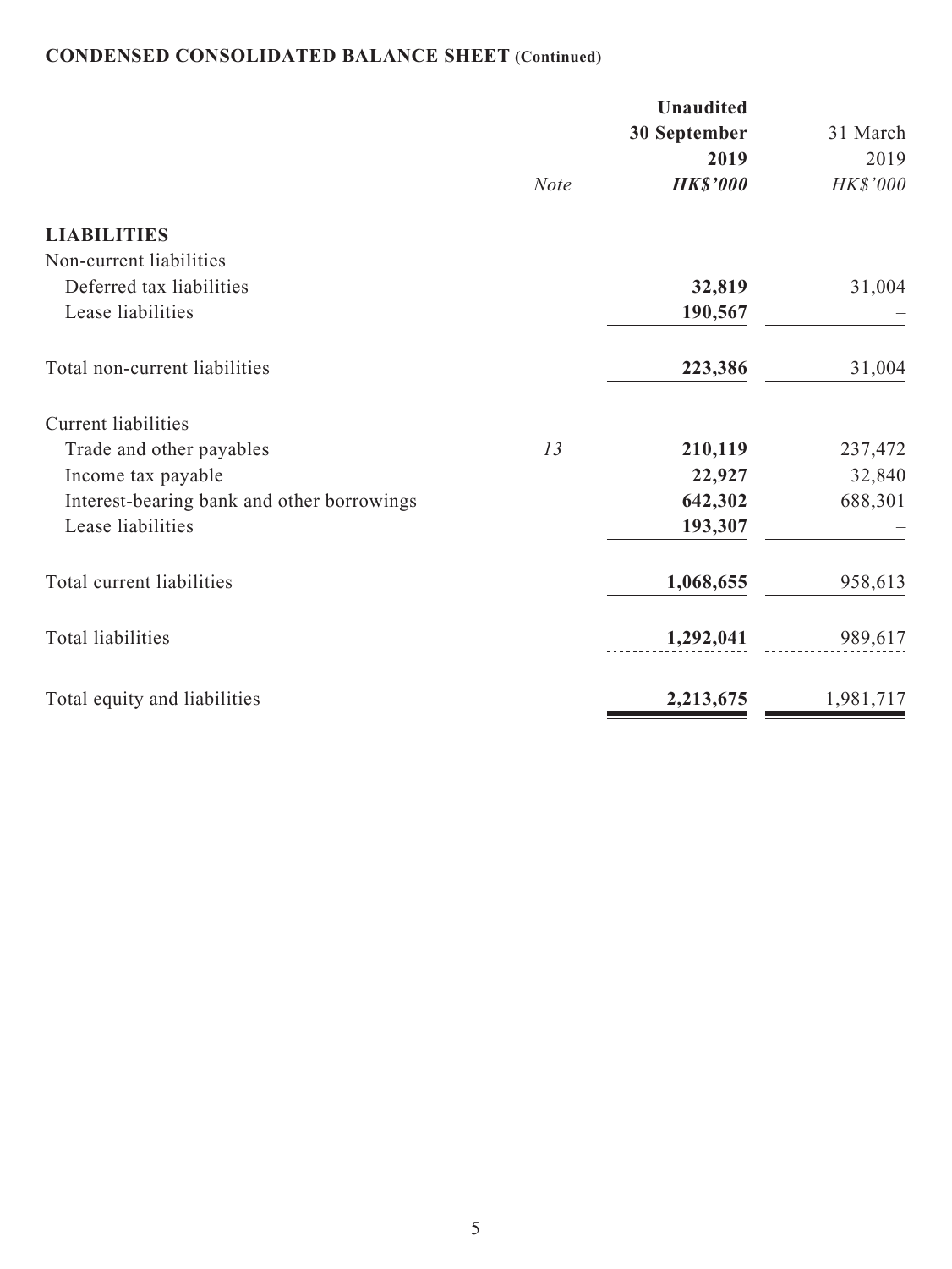**CONDENSED CONSOLIDATED BALANCE SHEET (Continued)**

| | *Note* | **Unaudited 30 September 2019 *HK$'000*** | 31 March 2019 *HK$'000* |
|---|---|---|---|
| **LIABILITIES** | | | |
| Non-current liabilities | | | |
| Deferred tax liabilities | | **32,819** | 31,004 |
| Lease liabilities | | **190,567** | – |
| Total non-current liabilities | | **223,386** | 31,004 |
| Current liabilities | | | |
| Trade and other payables | *13* | **210,119** | 237,472 |
| Income tax payable | | **22,927** | 32,840 |
| Interest-bearing bank and other borrowings | | **642,302** | 688,301 |
| Lease liabilities | | **193,307** | – |
| Total current liabilities | | **1,068,655** | 958,613 |
| Total liabilities | | **1,292,041** | 989,617 |
| Total equity and liabilities | | **2,213,675** | 1,981,717 |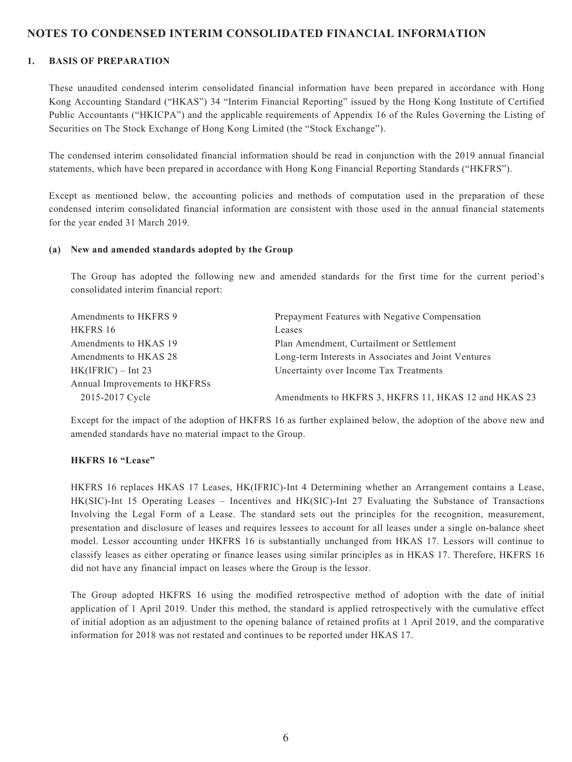# NOTES TO CONDENSED INTERIM CONSOLIDATED FINANCIAL INFORMATION

## 1. BASIS OF PREPARATION

These unaudited condensed interim consolidated financial information have been prepared in accordance with Hong Kong Accounting Standard ("HKAS") 34 "Interim Financial Reporting" issued by the Hong Kong Institute of Certified Public Accountants ("HKICPA") and the applicable requirements of Appendix 16 of the Rules Governing the Listing of Securities on The Stock Exchange of Hong Kong Limited (the "Stock Exchange").

The condensed interim consolidated financial information should be read in conjunction with the 2019 annual financial statements, which have been prepared in accordance with Hong Kong Financial Reporting Standards ("HKFRS").

Except as mentioned below, the accounting policies and methods of computation used in the preparation of these condensed interim consolidated financial information are consistent with those used in the annual financial statements for the year ended 31 March 2019.

### (a) New and amended standards adopted by the Group

The Group has adopted the following new and amended standards for the first time for the current period's consolidated interim financial report:

| | |
|---|---|
| Amendments to HKFRS 9 | Prepayment Features with Negative Compensation |
| HKFRS 16 | Leases |
| Amendments to HKAS 19 | Plan Amendment, Curtailment or Settlement |
| Amendments to HKAS 28 | Long-term Interests in Associates and Joint Ventures |
| HK(IFRIC) – Int 23 | Uncertainty over Income Tax Treatments |
| Annual Improvements to HKFRSs 2015-2017 Cycle | Amendments to HKFRS 3, HKFRS 11, HKAS 12 and HKAS 23 |

Except for the impact of the adoption of HKFRS 16 as further explained below, the adoption of the above new and amended standards have no material impact to the Group.

**HKFRS 16 "Lease"**

HKFRS 16 replaces HKAS 17 Leases, HK(IFRIC)-Int 4 Determining whether an Arrangement contains a Lease, HK(SIC)-Int 15 Operating Leases – Incentives and HK(SIC)-Int 27 Evaluating the Substance of Transactions Involving the Legal Form of a Lease. The standard sets out the principles for the recognition, measurement, presentation and disclosure of leases and requires lessees to account for all leases under a single on-balance sheet model. Lessor accounting under HKFRS 16 is substantially unchanged from HKAS 17. Lessors will continue to classify leases as either operating or finance leases using similar principles as in HKAS 17. Therefore, HKFRS 16 did not have any financial impact on leases where the Group is the lessor.

The Group adopted HKFRS 16 using the modified retrospective method of adoption with the date of initial application of 1 April 2019. Under this method, the standard is applied retrospectively with the cumulative effect of initial adoption as an adjustment to the opening balance of retained profits at 1 April 2019, and the comparative information for 2018 was not restated and continues to be reported under HKAS 17.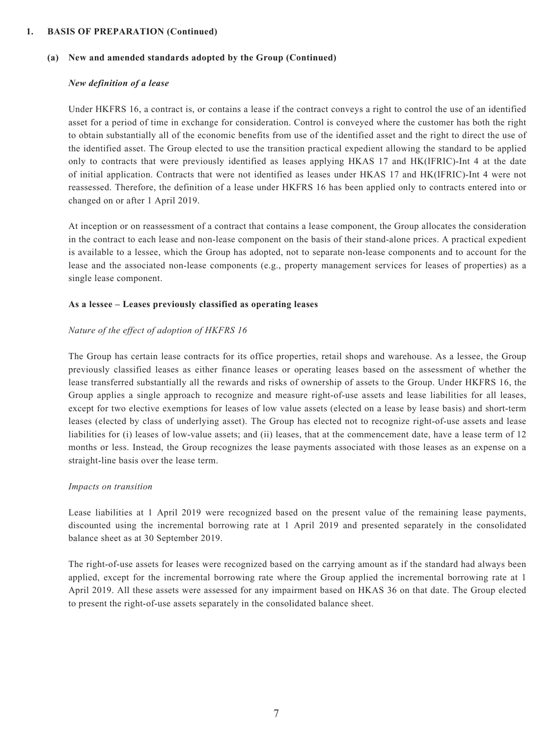## 1. BASIS OF PREPARATION (Continued)

### (a) New and amended standards adopted by the Group (Continued)

*New definition of a lease*

Under HKFRS 16, a contract is, or contains a lease if the contract conveys a right to control the use of an identified asset for a period of time in exchange for consideration. Control is conveyed where the customer has both the right to obtain substantially all of the economic benefits from use of the identified asset and the right to direct the use of the identified asset. The Group elected to use the transition practical expedient allowing the standard to be applied only to contracts that were previously identified as leases applying HKAS 17 and HK(IFRIC)-Int 4 at the date of initial application. Contracts that were not identified as leases under HKAS 17 and HK(IFRIC)-Int 4 were not reassessed. Therefore, the definition of a lease under HKFRS 16 has been applied only to contracts entered into or changed on or after 1 April 2019.

At inception or on reassessment of a contract that contains a lease component, the Group allocates the consideration in the contract to each lease and non-lease component on the basis of their stand-alone prices. A practical expedient is available to a lessee, which the Group has adopted, not to separate non-lease components and to account for the lease and the associated non-lease components (e.g., property management services for leases of properties) as a single lease component.

**As a lessee – Leases previously classified as operating leases**

*Nature of the effect of adoption of HKFRS 16*

The Group has certain lease contracts for its office properties, retail shops and warehouse. As a lessee, the Group previously classified leases as either finance leases or operating leases based on the assessment of whether the lease transferred substantially all the rewards and risks of ownership of assets to the Group. Under HKFRS 16, the Group applies a single approach to recognize and measure right-of-use assets and lease liabilities for all leases, except for two elective exemptions for leases of low value assets (elected on a lease by lease basis) and short-term leases (elected by class of underlying asset). The Group has elected not to recognize right-of-use assets and lease liabilities for (i) leases of low-value assets; and (ii) leases, that at the commencement date, have a lease term of 12 months or less. Instead, the Group recognizes the lease payments associated with those leases as an expense on a straight-line basis over the lease term.

*Impacts on transition*

Lease liabilities at 1 April 2019 were recognized based on the present value of the remaining lease payments, discounted using the incremental borrowing rate at 1 April 2019 and presented separately in the consolidated balance sheet as at 30 September 2019.

The right-of-use assets for leases were recognized based on the carrying amount as if the standard had always been applied, except for the incremental borrowing rate where the Group applied the incremental borrowing rate at 1 April 2019. All these assets were assessed for any impairment based on HKAS 36 on that date. The Group elected to present the right-of-use assets separately in the consolidated balance sheet.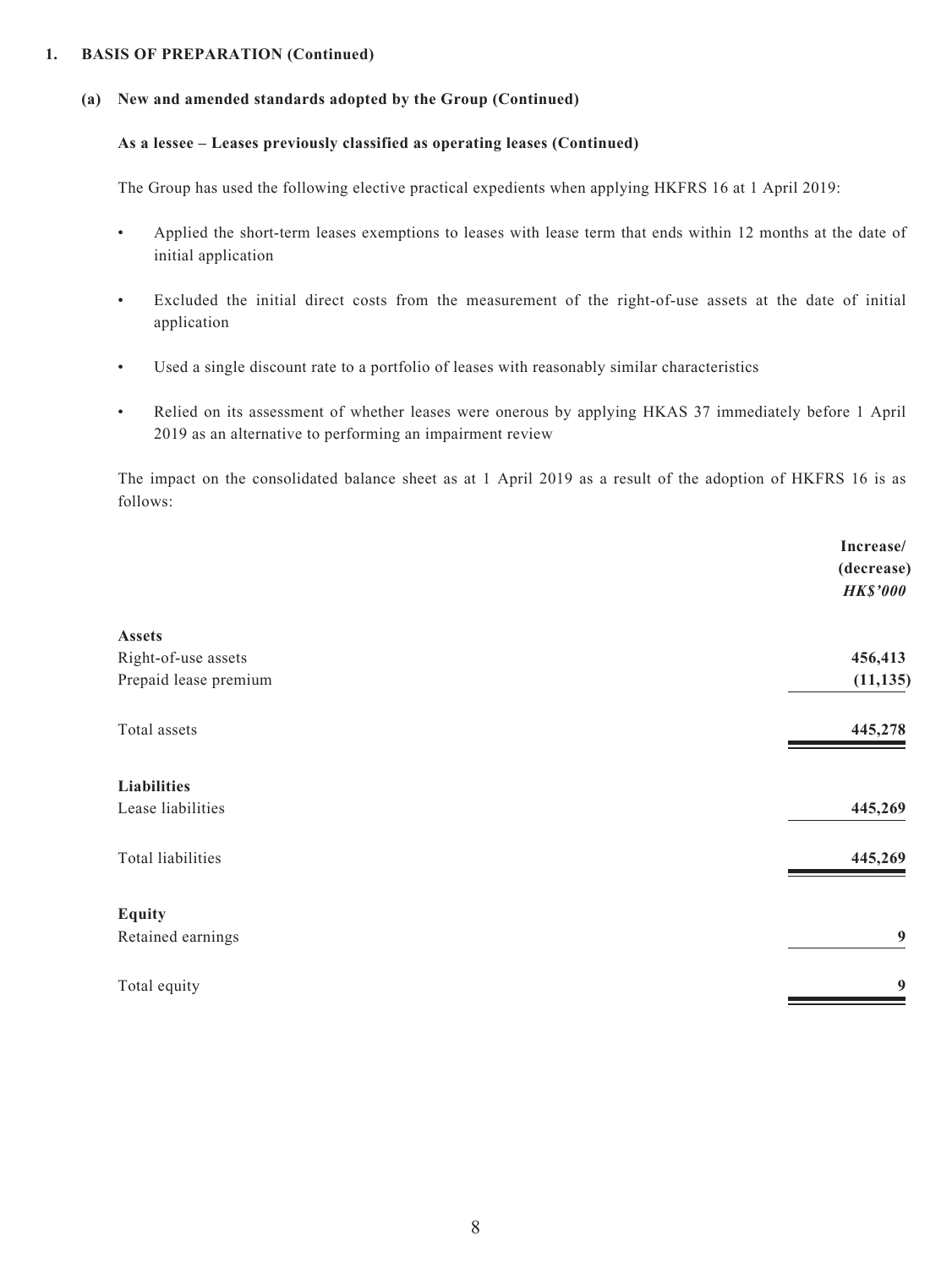## 1. BASIS OF PREPARATION (Continued)

### (a) New and amended standards adopted by the Group (Continued)

**As a lessee – Leases previously classified as operating leases (Continued)**

The Group has used the following elective practical expedients when applying HKFRS 16 at 1 April 2019:

- Applied the short-term leases exemptions to leases with lease term that ends within 12 months at the date of initial application
- Excluded the initial direct costs from the measurement of the right-of-use assets at the date of initial application
- Used a single discount rate to a portfolio of leases with reasonably similar characteristics
- Relied on its assessment of whether leases were onerous by applying HKAS 37 immediately before 1 April 2019 as an alternative to performing an impairment review

The impact on the consolidated balance sheet as at 1 April 2019 as a result of the adoption of HKFRS 16 is as follows:

| | **Increase/ (decrease)** ***HK$'000*** |
|---|---|
| **Assets** | |
| Right-of-use assets | **456,413** |
| Prepaid lease premium | **(11,135)** |
| Total assets | **445,278** |
| **Liabilities** | |
| Lease liabilities | **445,269** |
| Total liabilities | **445,269** |
| **Equity** | |
| Retained earnings | **9** |
| Total equity | **9** |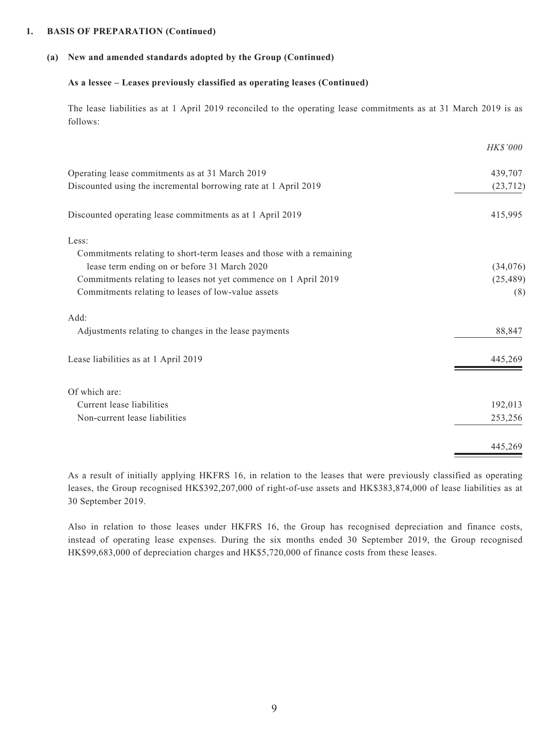## 1. BASIS OF PREPARATION (Continued)

### (a) New and amended standards adopted by the Group (Continued)

**As a lessee – Leases previously classified as operating leases (Continued)**

The lease liabilities as at 1 April 2019 reconciled to the operating lease commitments as at 31 March 2019 is as follows:

| | *HK$'000* |
|---|---|
| Operating lease commitments as at 31 March 2019 | 439,707 |
| Discounted using the incremental borrowing rate at 1 April 2019 | (23,712) |
| Discounted operating lease commitments as at 1 April 2019 | 415,995 |
| Less: | |
| Commitments relating to short-term leases and those with a remaining lease term ending on or before 31 March 2020 | (34,076) |
| Commitments relating to leases not yet commence on 1 April 2019 | (25,489) |
| Commitments relating to leases of low-value assets | (8) |
| Add: | |
| Adjustments relating to changes in the lease payments | 88,847 |
| Lease liabilities as at 1 April 2019 | 445,269 |
| Of which are: | |
| Current lease liabilities | 192,013 |
| Non-current lease liabilities | 253,256 |
| | 445,269 |

As a result of initially applying HKFRS 16, in relation to the leases that were previously classified as operating leases, the Group recognised HK$392,207,000 of right-of-use assets and HK$383,874,000 of lease liabilities as at 30 September 2019.

Also in relation to those leases under HKFRS 16, the Group has recognised depreciation and finance costs, instead of operating lease expenses. During the six months ended 30 September 2019, the Group recognised HK$99,683,000 of depreciation charges and HK$5,720,000 of finance costs from these leases.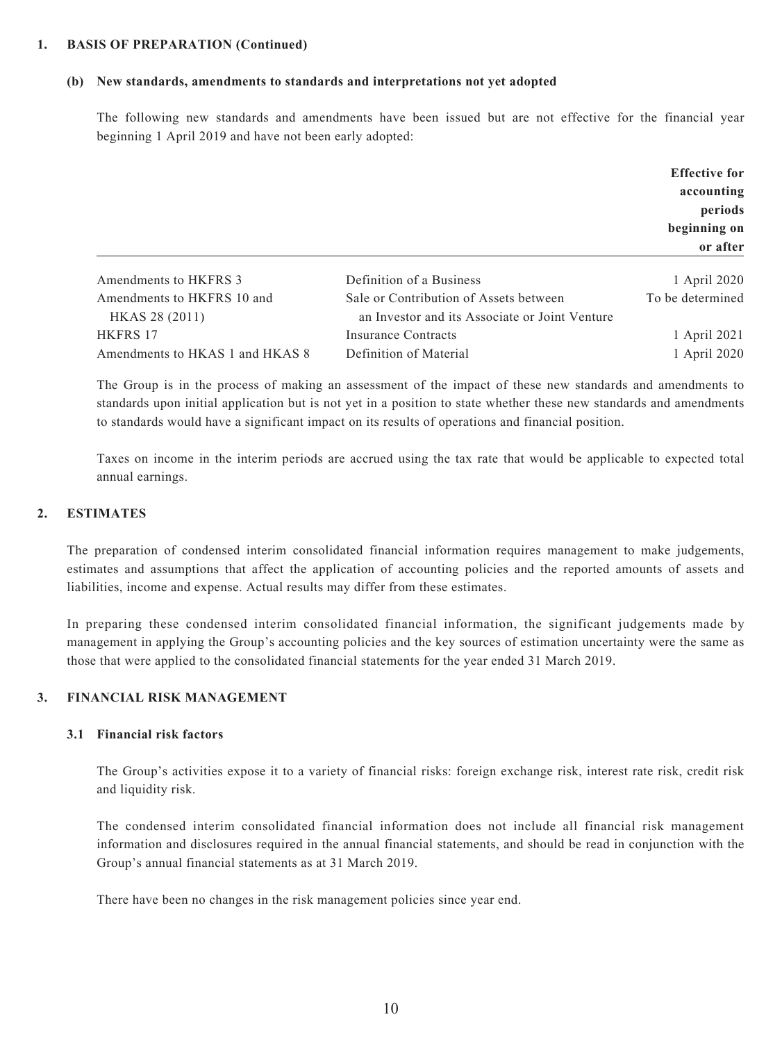## 1. BASIS OF PREPARATION (Continued)

### (b) New standards, amendments to standards and interpretations not yet adopted

The following new standards and amendments have been issued but are not effective for the financial year beginning 1 April 2019 and have not been early adopted:

| | | Effective for accounting periods beginning on or after |
|---|---|---|
| Amendments to HKFRS 3 | Definition of a Business | 1 April 2020 |
| Amendments to HKFRS 10 and HKAS 28 (2011) | Sale or Contribution of Assets between an Investor and its Associate or Joint Venture | To be determined |
| HKFRS 17 | Insurance Contracts | 1 April 2021 |
| Amendments to HKAS 1 and HKAS 8 | Definition of Material | 1 April 2020 |

The Group is in the process of making an assessment of the impact of these new standards and amendments to standards upon initial application but is not yet in a position to state whether these new standards and amendments to standards would have a significant impact on its results of operations and financial position.

Taxes on income in the interim periods are accrued using the tax rate that would be applicable to expected total annual earnings.

## 2. ESTIMATES

The preparation of condensed interim consolidated financial information requires management to make judgements, estimates and assumptions that affect the application of accounting policies and the reported amounts of assets and liabilities, income and expense. Actual results may differ from these estimates.

In preparing these condensed interim consolidated financial information, the significant judgements made by management in applying the Group's accounting policies and the key sources of estimation uncertainty were the same as those that were applied to the consolidated financial statements for the year ended 31 March 2019.

## 3. FINANCIAL RISK MANAGEMENT

### 3.1 Financial risk factors

The Group's activities expose it to a variety of financial risks: foreign exchange risk, interest rate risk, credit risk and liquidity risk.

The condensed interim consolidated financial information does not include all financial risk management information and disclosures required in the annual financial statements, and should be read in conjunction with the Group's annual financial statements as at 31 March 2019.

There have been no changes in the risk management policies since year end.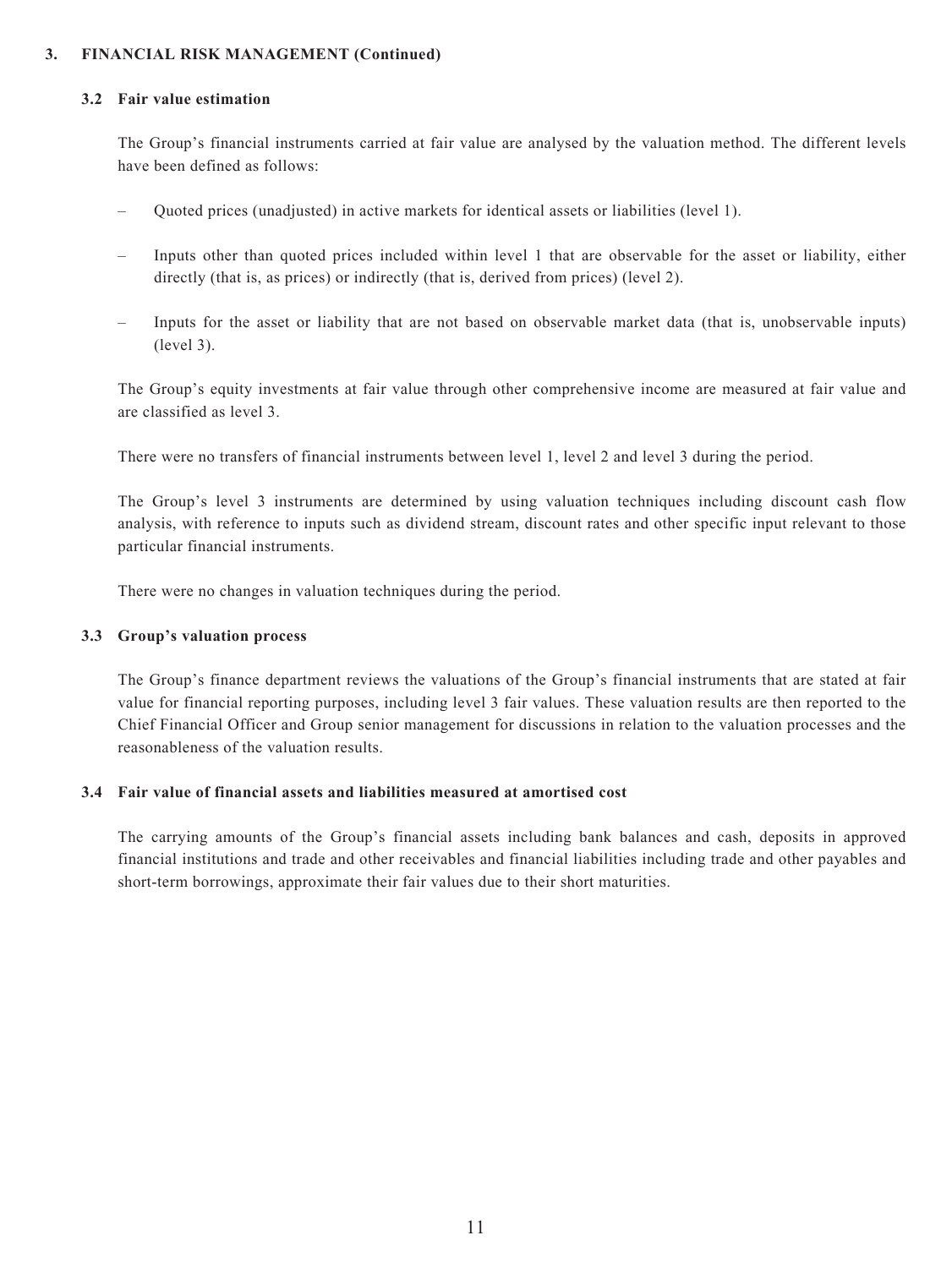## 3. FINANCIAL RISK MANAGEMENT (Continued)

### 3.2 Fair value estimation

The Group's financial instruments carried at fair value are analysed by the valuation method. The different levels have been defined as follows:

- Quoted prices (unadjusted) in active markets for identical assets or liabilities (level 1).
- Inputs other than quoted prices included within level 1 that are observable for the asset or liability, either directly (that is, as prices) or indirectly (that is, derived from prices) (level 2).
- Inputs for the asset or liability that are not based on observable market data (that is, unobservable inputs) (level 3).

The Group's equity investments at fair value through other comprehensive income are measured at fair value and are classified as level 3.

There were no transfers of financial instruments between level 1, level 2 and level 3 during the period.

The Group's level 3 instruments are determined by using valuation techniques including discount cash flow analysis, with reference to inputs such as dividend stream, discount rates and other specific input relevant to those particular financial instruments.

There were no changes in valuation techniques during the period.

### 3.3 Group's valuation process

The Group's finance department reviews the valuations of the Group's financial instruments that are stated at fair value for financial reporting purposes, including level 3 fair values. These valuation results are then reported to the Chief Financial Officer and Group senior management for discussions in relation to the valuation processes and the reasonableness of the valuation results.

### 3.4 Fair value of financial assets and liabilities measured at amortised cost

The carrying amounts of the Group's financial assets including bank balances and cash, deposits in approved financial institutions and trade and other receivables and financial liabilities including trade and other payables and short-term borrowings, approximate their fair values due to their short maturities.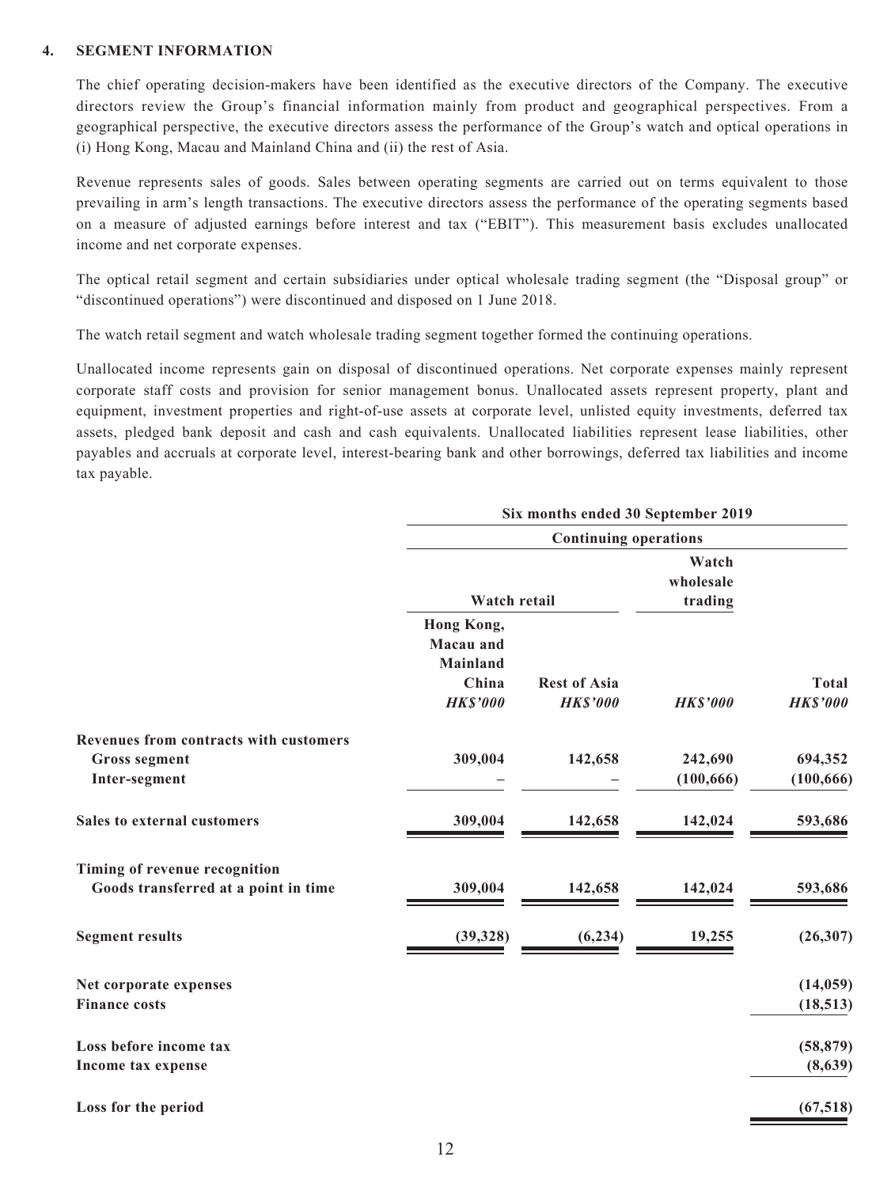## 4. SEGMENT INFORMATION

The chief operating decision-makers have been identified as the executive directors of the Company. The executive directors review the Group's financial information mainly from product and geographical perspectives. From a geographical perspective, the executive directors assess the performance of the Group's watch and optical operations in (i) Hong Kong, Macau and Mainland China and (ii) the rest of Asia.

Revenue represents sales of goods. Sales between operating segments are carried out on terms equivalent to those prevailing in arm's length transactions. The executive directors assess the performance of the operating segments based on a measure of adjusted earnings before interest and tax ("EBIT"). This measurement basis excludes unallocated income and net corporate expenses.

The optical retail segment and certain subsidiaries under optical wholesale trading segment (the "Disposal group" or "discontinued operations") were discontinued and disposed on 1 June 2018.

The watch retail segment and watch wholesale trading segment together formed the continuing operations.

Unallocated income represents gain on disposal of discontinued operations. Net corporate expenses mainly represent corporate staff costs and provision for senior management bonus. Unallocated assets represent property, plant and equipment, investment properties and right-of-use assets at corporate level, unlisted equity investments, deferred tax assets, pledged bank deposit and cash and cash equivalents. Unallocated liabilities represent lease liabilities, other payables and accruals at corporate level, interest-bearing bank and other borrowings, deferred tax liabilities and income tax payable.

| | Six months ended 30 September 2019 | | | |
|---|---|---|---|---|
| | Continuing operations | | | |
| | Watch retail | | Watch wholesale trading | |
| | Hong Kong, Macau and Mainland China | Rest of Asia | | Total |
| | *HK$'000* | *HK$'000* | *HK$'000* | *HK$'000* |
| **Revenues from contracts with customers** | | | | |
| **Gross segment** | 309,004 | 142,658 | 242,690 | 694,352 |
| **Inter-segment** | – | – | (100,666) | (100,666) |
| **Sales to external customers** | 309,004 | 142,658 | 142,024 | 593,686 |
| **Timing of revenue recognition** | | | | |
| **Goods transferred at a point in time** | 309,004 | 142,658 | 142,024 | 593,686 |
| **Segment results** | (39,328) | (6,234) | 19,255 | (26,307) |
| **Net corporate expenses** | | | | (14,059) |
| **Finance costs** | | | | (18,513) |
| **Loss before income tax** | | | | (58,879) |
| **Income tax expense** | | | | (8,639) |
| **Loss for the period** | | | | (67,518) |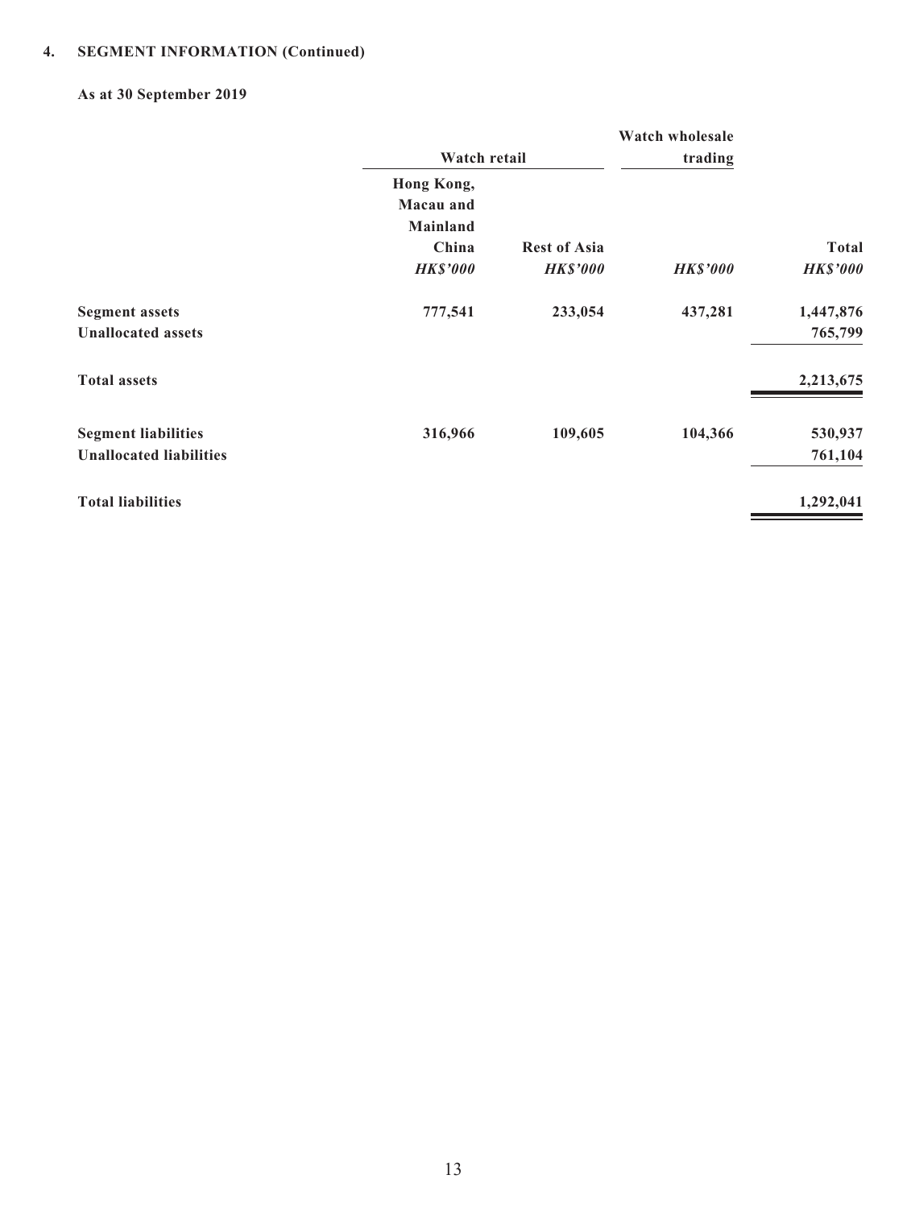## 4. SEGMENT INFORMATION (Continued)

### As at 30 September 2019

| | Watch retail | | Watch wholesale trading | |
|---|---|---|---|---|
| | Hong Kong, Macau and Mainland China | Rest of Asia | | Total |
| | *HK$'000* | *HK$'000* | *HK$'000* | *HK$'000* |
| **Segment assets** | 777,541 | 233,054 | 437,281 | 1,447,876 |
| **Unallocated assets** | | | | 765,799 |
| **Total assets** | | | | 2,213,675 |
| **Segment liabilities** | 316,966 | 109,605 | 104,366 | 530,937 |
| **Unallocated liabilities** | | | | 761,104 |
| **Total liabilities** | | | | 1,292,041 |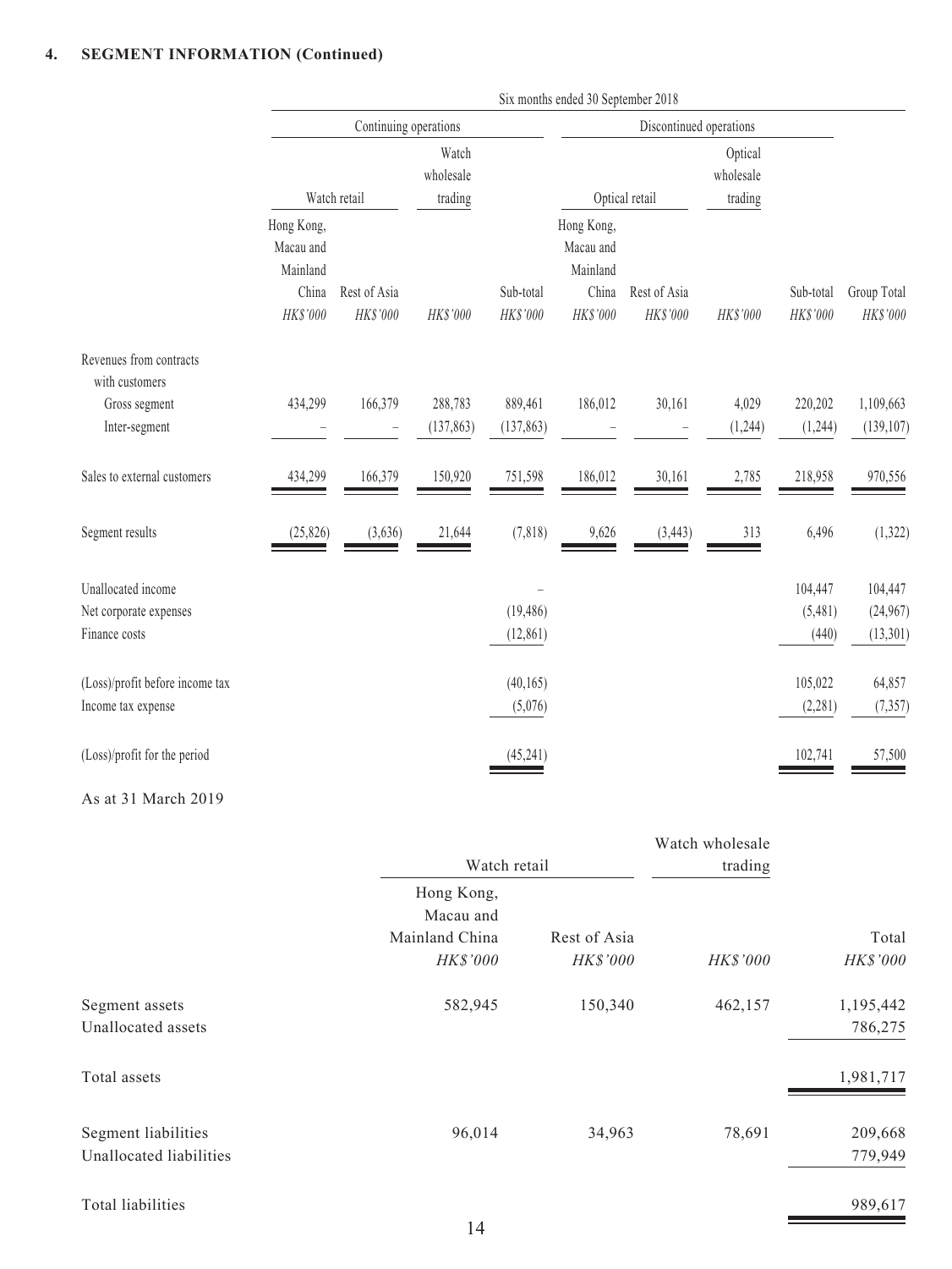## 4. SEGMENT INFORMATION (Continued)

| | Six months ended 30 September 2018 | | | | | | | | |
|---|---|---|---|---|---|---|---|---|---|
| | Continuing operations | | | | Discontinued operations | | | | |
| | Watch retail | | Watch wholesale trading | | Optical retail | | Optical wholesale trading | | |
| | Hong Kong, Macau and Mainland China | Rest of Asia | | Sub-total | Hong Kong, Macau and Mainland China | Rest of Asia | | Sub-total | Group Total |
| | *HK$'000* | *HK$'000* | *HK$'000* | *HK$'000* | *HK$'000* | *HK$'000* | *HK$'000* | *HK$'000* | *HK$'000* |
| Revenues from contracts with customers | | | | | | | | | |
| Gross segment | 434,299 | 166,379 | 288,783 | 889,461 | 186,012 | 30,161 | 4,029 | 220,202 | 1,109,663 |
| Inter-segment | – | – | (137,863) | (137,863) | – | – | (1,244) | (1,244) | (139,107) |
| Sales to external customers | 434,299 | 166,379 | 150,920 | 751,598 | 186,012 | 30,161 | 2,785 | 218,958 | 970,556 |
| Segment results | (25,826) | (3,636) | 21,644 | (7,818) | 9,626 | (3,443) | 313 | 6,496 | (1,322) |
| Unallocated income | | | | – | | | | 104,447 | 104,447 |
| Net corporate expenses | | | | (19,486) | | | | (5,481) | (24,967) |
| Finance costs | | | | (12,861) | | | | (440) | (13,301) |
| (Loss)/profit before income tax | | | | (40,165) | | | | 105,022 | 64,857 |
| Income tax expense | | | | (5,076) | | | | (2,281) | (7,357) |
| (Loss)/profit for the period | | | | (45,241) | | | | 102,741 | 57,500 |

As at 31 March 2019

| | Watch retail | | Watch wholesale trading | |
|---|---|---|---|---|
| | Hong Kong, Macau and Mainland China | Rest of Asia | | Total |
| | *HK$'000* | *HK$'000* | *HK$'000* | *HK$'000* |
| Segment assets | 582,945 | 150,340 | 462,157 | 1,195,442 |
| Unallocated assets | | | | 786,275 |
| Total assets | | | | 1,981,717 |
| Segment liabilities | 96,014 | 34,963 | 78,691 | 209,668 |
| Unallocated liabilities | | | | 779,949 |
| Total liabilities | | | | 989,617 |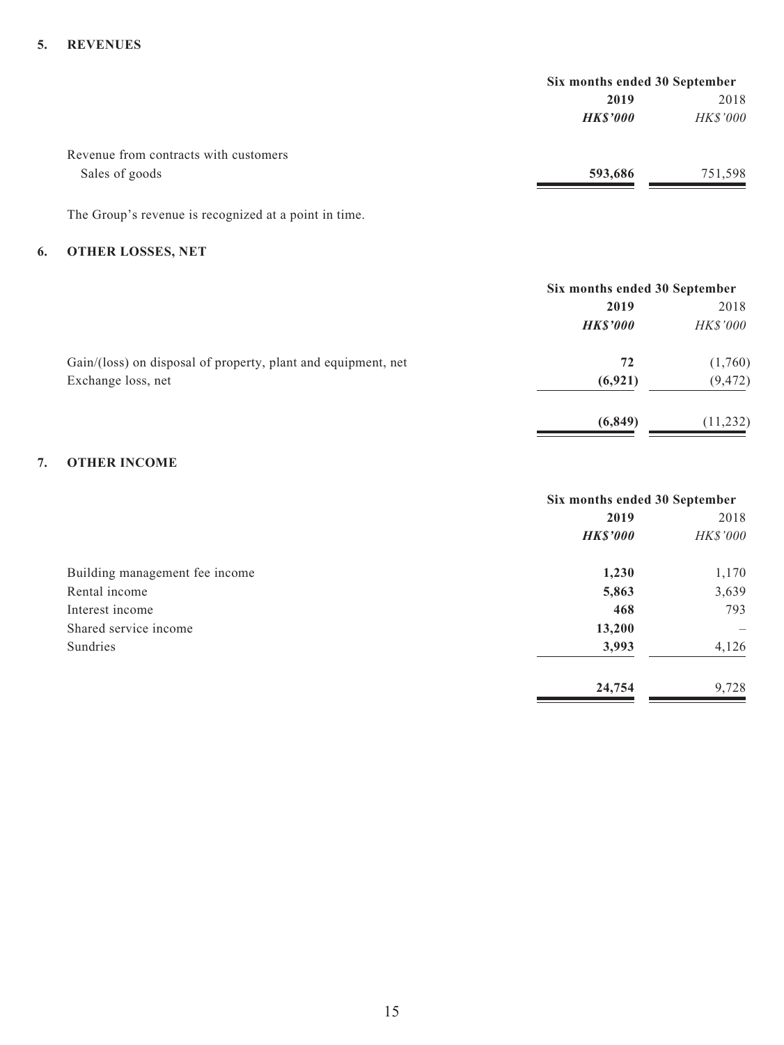## 5. REVENUES

| | Six months ended 30 September | |
|---|---|---|
| | **2019** | 2018 |
| | ***HK$'000*** | *HK$'000* |
| Revenue from contracts with customers | | |
| Sales of goods | **593,686** | 751,598 |

The Group's revenue is recognized at a point in time.

## 6. OTHER LOSSES, NET

| | Six months ended 30 September | |
|---|---|---|
| | **2019** | 2018 |
| | ***HK$'000*** | *HK$'000* |
| Gain/(loss) on disposal of property, plant and equipment, net | **72** | (1,760) |
| Exchange loss, net | **(6,921)** | (9,472) |
| | **(6,849)** | (11,232) |

## 7. OTHER INCOME

| | Six months ended 30 September | |
|---|---|---|
| | **2019** | 2018 |
| | ***HK$'000*** | *HK$'000* |
| Building management fee income | **1,230** | 1,170 |
| Rental income | **5,863** | 3,639 |
| Interest income | **468** | 793 |
| Shared service income | **13,200** | – |
| Sundries | **3,993** | 4,126 |
| | **24,754** | 9,728 |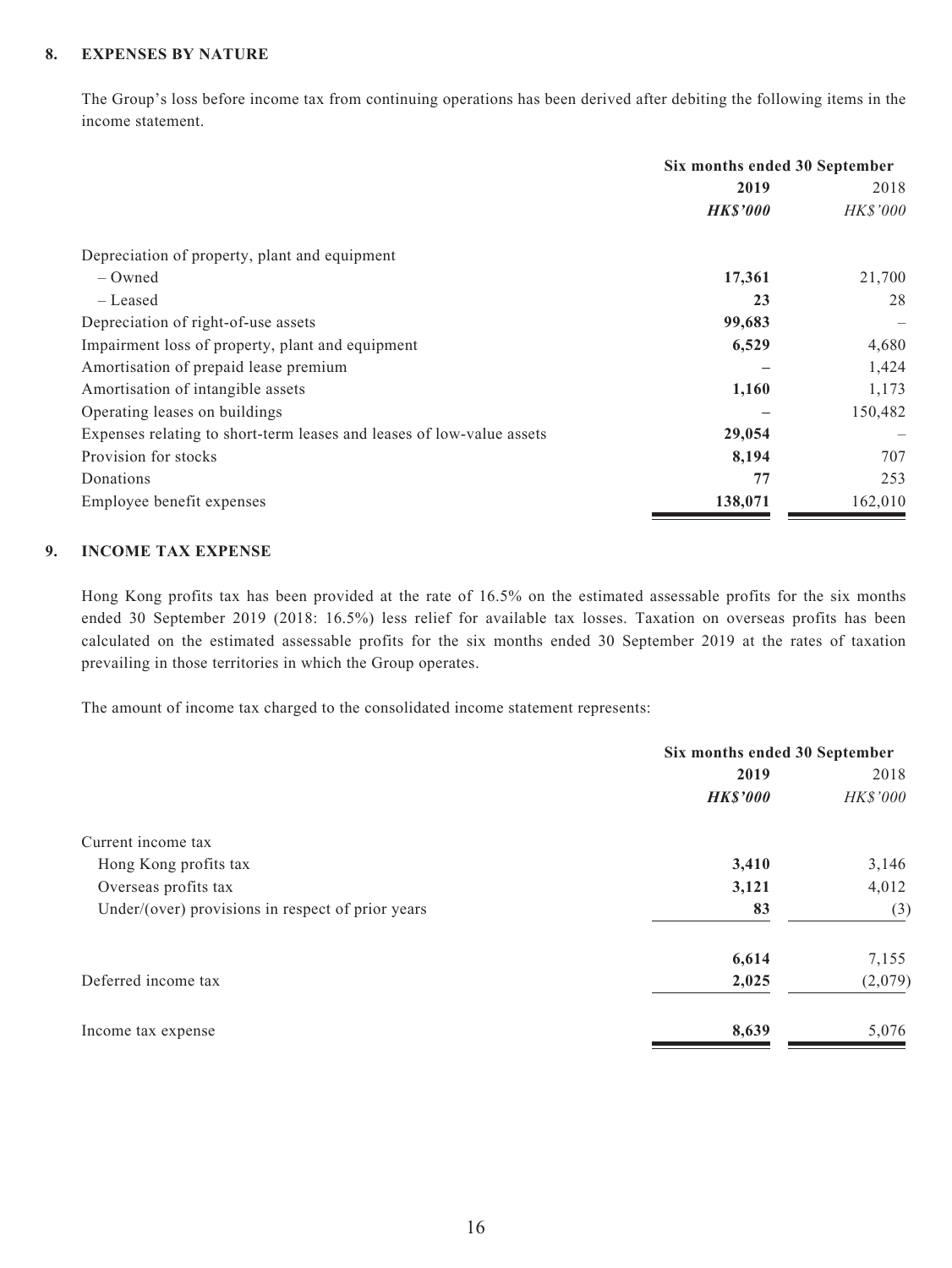## 8. EXPENSES BY NATURE

The Group's loss before income tax from continuing operations has been derived after debiting the following items in the income statement.

| | Six months ended 30 September | |
|---|---|---|
| | **2019** | 2018 |
| | ***HK$'000*** | *HK$'000* |
| Depreciation of property, plant and equipment | | |
| – Owned | **17,361** | 21,700 |
| – Leased | **23** | 28 |
| Depreciation of right-of-use assets | **99,683** | – |
| Impairment loss of property, plant and equipment | **6,529** | 4,680 |
| Amortisation of prepaid lease premium | **–** | 1,424 |
| Amortisation of intangible assets | **1,160** | 1,173 |
| Operating leases on buildings | **–** | 150,482 |
| Expenses relating to short-term leases and leases of low-value assets | **29,054** | – |
| Provision for stocks | **8,194** | 707 |
| Donations | **77** | 253 |
| Employee benefit expenses | **138,071** | 162,010 |

## 9. INCOME TAX EXPENSE

Hong Kong profits tax has been provided at the rate of 16.5% on the estimated assessable profits for the six months ended 30 September 2019 (2018: 16.5%) less relief for available tax losses. Taxation on overseas profits has been calculated on the estimated assessable profits for the six months ended 30 September 2019 at the rates of taxation prevailing in those territories in which the Group operates.

The amount of income tax charged to the consolidated income statement represents:

| | Six months ended 30 September | |
|---|---|---|
| | **2019** | 2018 |
| | ***HK$'000*** | *HK$'000* |
| Current income tax | | |
| Hong Kong profits tax | **3,410** | 3,146 |
| Overseas profits tax | **3,121** | 4,012 |
| Under/(over) provisions in respect of prior years | **83** | (3) |
| | **6,614** | 7,155 |
| Deferred income tax | **2,025** | (2,079) |
| Income tax expense | **8,639** | 5,076 |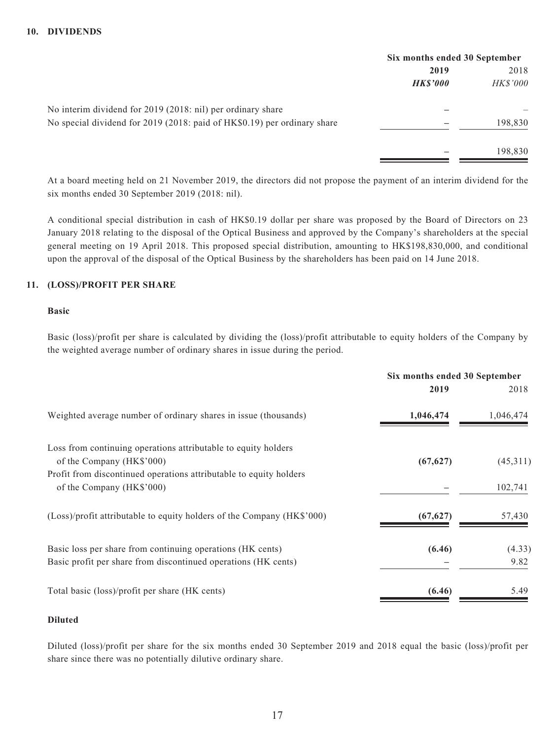## 10. DIVIDENDS

| | Six months ended 30 September | |
|---|---|---|
| | **2019** | 2018 |
| | ***HK$'000*** | *HK$'000* |
| No interim dividend for 2019 (2018: nil) per ordinary share | – | – |
| No special dividend for 2019 (2018: paid of HK$0.19) per ordinary share | – | 198,830 |
| | – | 198,830 |

At a board meeting held on 21 November 2019, the directors did not propose the payment of an interim dividend for the six months ended 30 September 2019 (2018: nil).

A conditional special distribution in cash of HK$0.19 dollar per share was proposed by the Board of Directors on 23 January 2018 relating to the disposal of the Optical Business and approved by the Company's shareholders at the special general meeting on 19 April 2018. This proposed special distribution, amounting to HK$198,830,000, and conditional upon the approval of the disposal of the Optical Business by the shareholders has been paid on 14 June 2018.

## 11. (LOSS)/PROFIT PER SHARE

### Basic

Basic (loss)/profit per share is calculated by dividing the (loss)/profit attributable to equity holders of the Company by the weighted average number of ordinary shares in issue during the period.

| | Six months ended 30 September | |
|---|---|---|
| | **2019** | 2018 |
| Weighted average number of ordinary shares in issue (thousands) | **1,046,474** | 1,046,474 |
| Loss from continuing operations attributable to equity holders of the Company (HK$'000) | **(67,627)** | (45,311) |
| Profit from discontinued operations attributable to equity holders of the Company (HK$'000) | – | 102,741 |
| (Loss)/profit attributable to equity holders of the Company (HK$'000) | **(67,627)** | 57,430 |
| Basic loss per share from continuing operations (HK cents) | **(6.46)** | (4.33) |
| Basic profit per share from discontinued operations (HK cents) | – | 9.82 |
| Total basic (loss)/profit per share (HK cents) | **(6.46)** | 5.49 |

### Diluted

Diluted (loss)/profit per share for the six months ended 30 September 2019 and 2018 equal the basic (loss)/profit per share since there was no potentially dilutive ordinary share.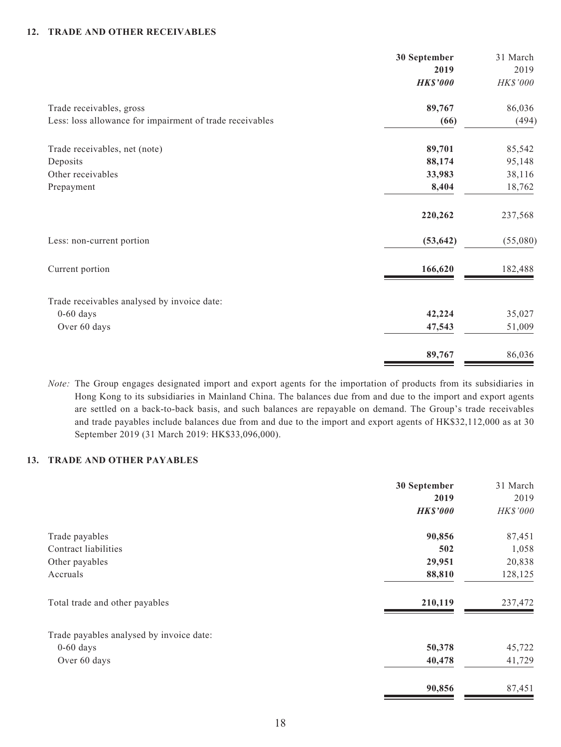## 12. TRADE AND OTHER RECEIVABLES

| | 30 September 2019 | 31 March 2019 |
|---|---|---|
| | ***HK$'000*** | *HK$'000* |
| Trade receivables, gross | **89,767** | 86,036 |
| Less: loss allowance for impairment of trade receivables | **(66)** | (494) |
| Trade receivables, net (note) | **89,701** | 85,542 |
| Deposits | **88,174** | 95,148 |
| Other receivables | **33,983** | 38,116 |
| Prepayment | **8,404** | 18,762 |
| | **220,262** | 237,568 |
| Less: non-current portion | **(53,642)** | (55,080) |
| Current portion | **166,620** | 182,488 |
| Trade receivables analysed by invoice date: | | |
| 0-60 days | **42,224** | 35,027 |
| Over 60 days | **47,543** | 51,009 |
| | **89,767** | 86,036 |

*Note:* The Group engages designated import and export agents for the importation of products from its subsidiaries in Hong Kong to its subsidiaries in Mainland China. The balances due from and due to the import and export agents are settled on a back-to-back basis, and such balances are repayable on demand. The Group's trade receivables and trade payables include balances due from and due to the import and export agents of HK$32,112,000 as at 30 September 2019 (31 March 2019: HK$33,096,000).

## 13. TRADE AND OTHER PAYABLES

| | 30 September 2019 | 31 March 2019 |
|---|---|---|
| | ***HK$'000*** | *HK$'000* |
| Trade payables | **90,856** | 87,451 |
| Contract liabilities | **502** | 1,058 |
| Other payables | **29,951** | 20,838 |
| Accruals | **88,810** | 128,125 |
| Total trade and other payables | **210,119** | 237,472 |
| Trade payables analysed by invoice date: | | |
| 0-60 days | **50,378** | 45,722 |
| Over 60 days | **40,478** | 41,729 |
| | **90,856** | 87,451 |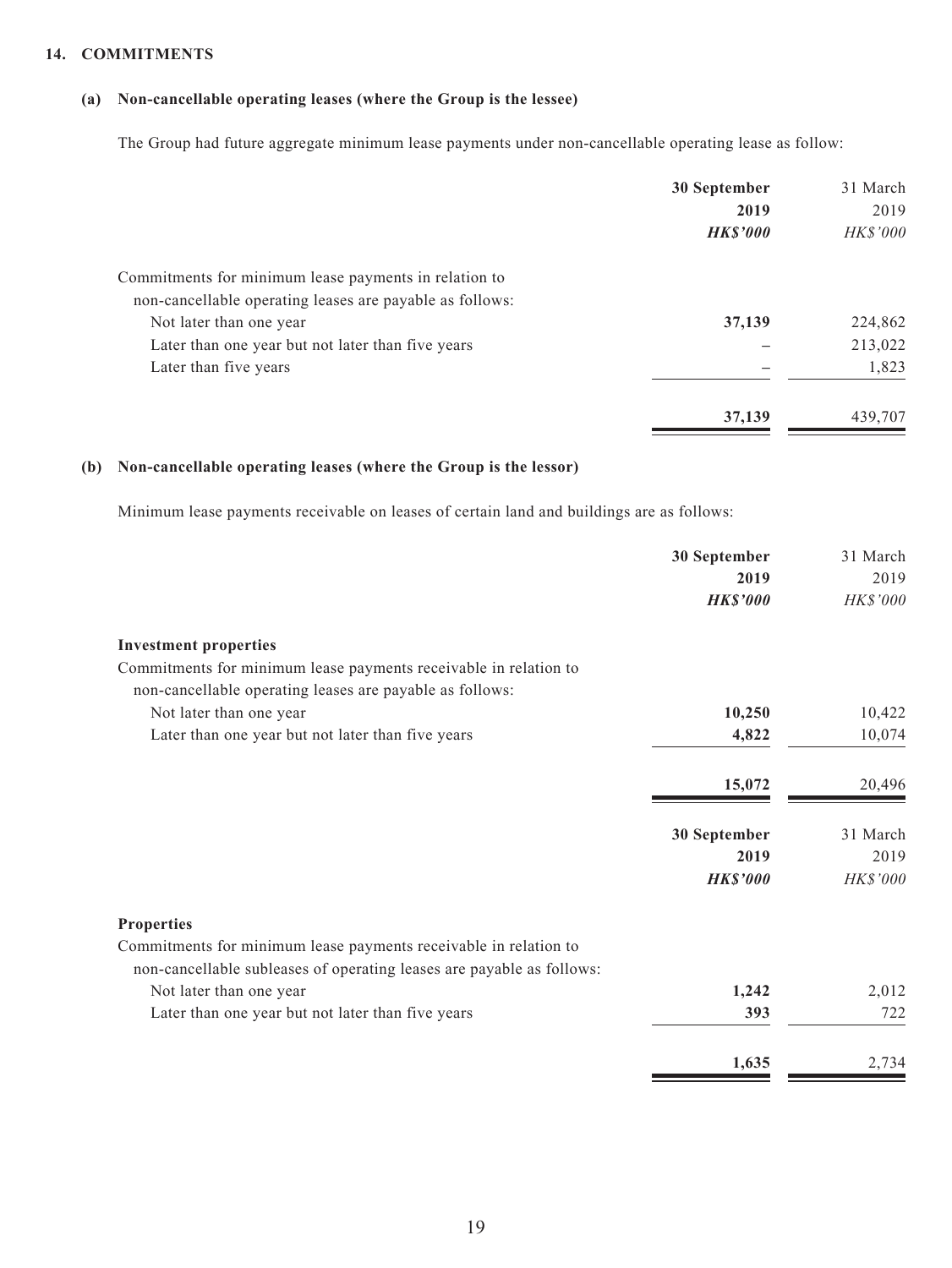### 14. COMMITMENTS

#### (a) Non-cancellable operating leases (where the Group is the lessee)

The Group had future aggregate minimum lease payments under non-cancellable operating lease as follow:

| | 30 September 2019 | 31 March 2019 |
|---|---|---|
| | ***HK$'000*** | *HK$'000* |
| Commitments for minimum lease payments in relation to non-cancellable operating leases are payable as follows: | | |
| Not later than one year | **37,139** | 224,862 |
| Later than one year but not later than five years | **–** | 213,022 |
| Later than five years | **–** | 1,823 |
| | **37,139** | 439,707 |

#### (b) Non-cancellable operating leases (where the Group is the lessor)

Minimum lease payments receivable on leases of certain land and buildings are as follows:

| | 30 September 2019 | 31 March 2019 |
|---|---|---|
| | ***HK$'000*** | *HK$'000* |
| **Investment properties** | | |
| Commitments for minimum lease payments receivable in relation to non-cancellable operating leases are payable as follows: | | |
| Not later than one year | **10,250** | 10,422 |
| Later than one year but not later than five years | **4,822** | 10,074 |
| | **15,072** | 20,496 |

| | 30 September 2019 | 31 March 2019 |
|---|---|---|
| | ***HK$'000*** | *HK$'000* |
| **Properties** | | |
| Commitments for minimum lease payments receivable in relation to non-cancellable subleases of operating leases are payable as follows: | | |
| Not later than one year | **1,242** | 2,012 |
| Later than one year but not later than five years | **393** | 722 |
| | **1,635** | 2,734 |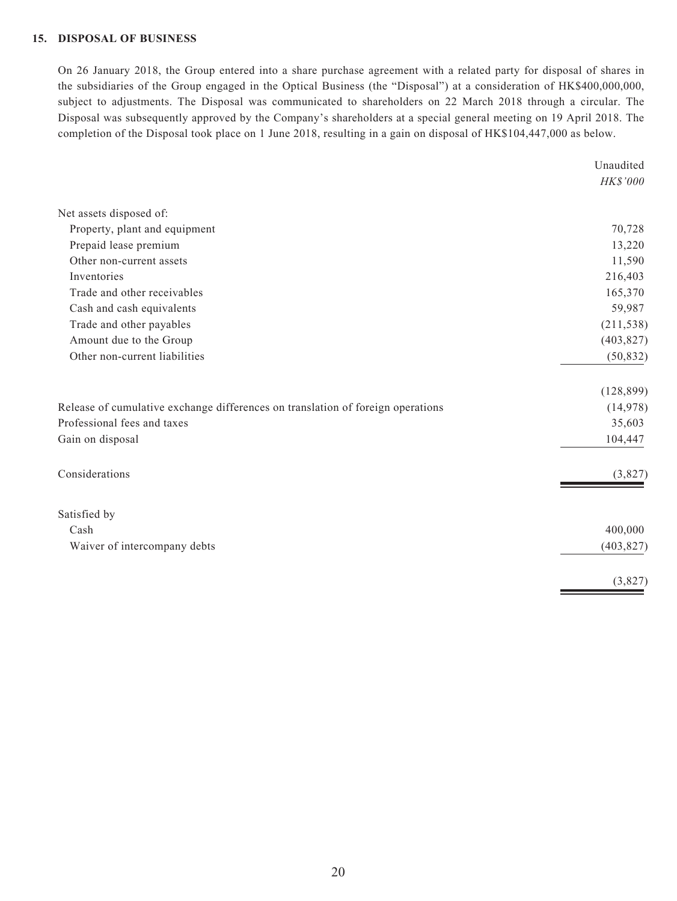## 15. DISPOSAL OF BUSINESS

On 26 January 2018, the Group entered into a share purchase agreement with a related party for disposal of shares in the subsidiaries of the Group engaged in the Optical Business (the "Disposal") at a consideration of HK$400,000,000, subject to adjustments. The Disposal was communicated to shareholders on 22 March 2018 through a circular. The Disposal was subsequently approved by the Company's shareholders at a special general meeting on 19 April 2018. The completion of the Disposal took place on 1 June 2018, resulting in a gain on disposal of HK$104,447,000 as below.

| | Unaudited<br>*HK$'000* |
|---|---|
| Net assets disposed of: | |
| Property, plant and equipment | 70,728 |
| Prepaid lease premium | 13,220 |
| Other non-current assets | 11,590 |
| Inventories | 216,403 |
| Trade and other receivables | 165,370 |
| Cash and cash equivalents | 59,987 |
| Trade and other payables | (211,538) |
| Amount due to the Group | (403,827) |
| Other non-current liabilities | (50,832) |
| | (128,899) |
| Release of cumulative exchange differences on translation of foreign operations | (14,978) |
| Professional fees and taxes | 35,603 |
| Gain on disposal | 104,447 |
| Considerations | (3,827) |
| Satisfied by | |
| Cash | 400,000 |
| Waiver of intercompany debts | (403,827) |
| | (3,827) |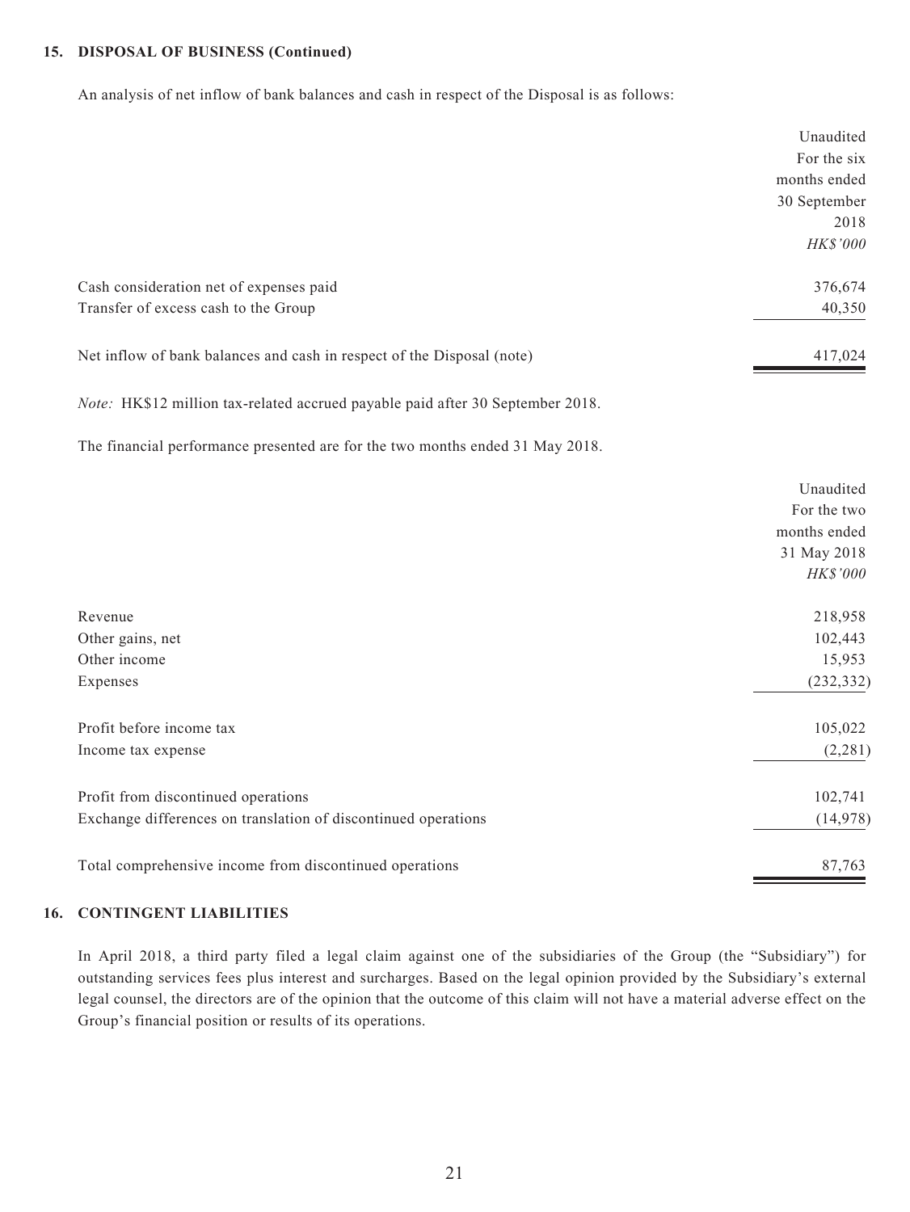## 15. DISPOSAL OF BUSINESS (Continued)

An analysis of net inflow of bank balances and cash in respect of the Disposal is as follows:

| | Unaudited For the six months ended 30 September 2018 *HK$'000* |
|---|---|
| Cash consideration net of expenses paid | 376,674 |
| Transfer of excess cash to the Group | 40,350 |
| Net inflow of bank balances and cash in respect of the Disposal (note) | 417,024 |

*Note:* HK$12 million tax-related accrued payable paid after 30 September 2018.

The financial performance presented are for the two months ended 31 May 2018.

| | Unaudited For the two months ended 31 May 2018 *HK$'000* |
|---|---|
| Revenue | 218,958 |
| Other gains, net | 102,443 |
| Other income | 15,953 |
| Expenses | (232,332) |
| Profit before income tax | 105,022 |
| Income tax expense | (2,281) |
| Profit from discontinued operations | 102,741 |
| Exchange differences on translation of discontinued operations | (14,978) |
| Total comprehensive income from discontinued operations | 87,763 |

## 16. CONTINGENT LIABILITIES

In April 2018, a third party filed a legal claim against one of the subsidiaries of the Group (the "Subsidiary") for outstanding services fees plus interest and surcharges. Based on the legal opinion provided by the Subsidiary's external legal counsel, the directors are of the opinion that the outcome of this claim will not have a material adverse effect on the Group's financial position or results of its operations.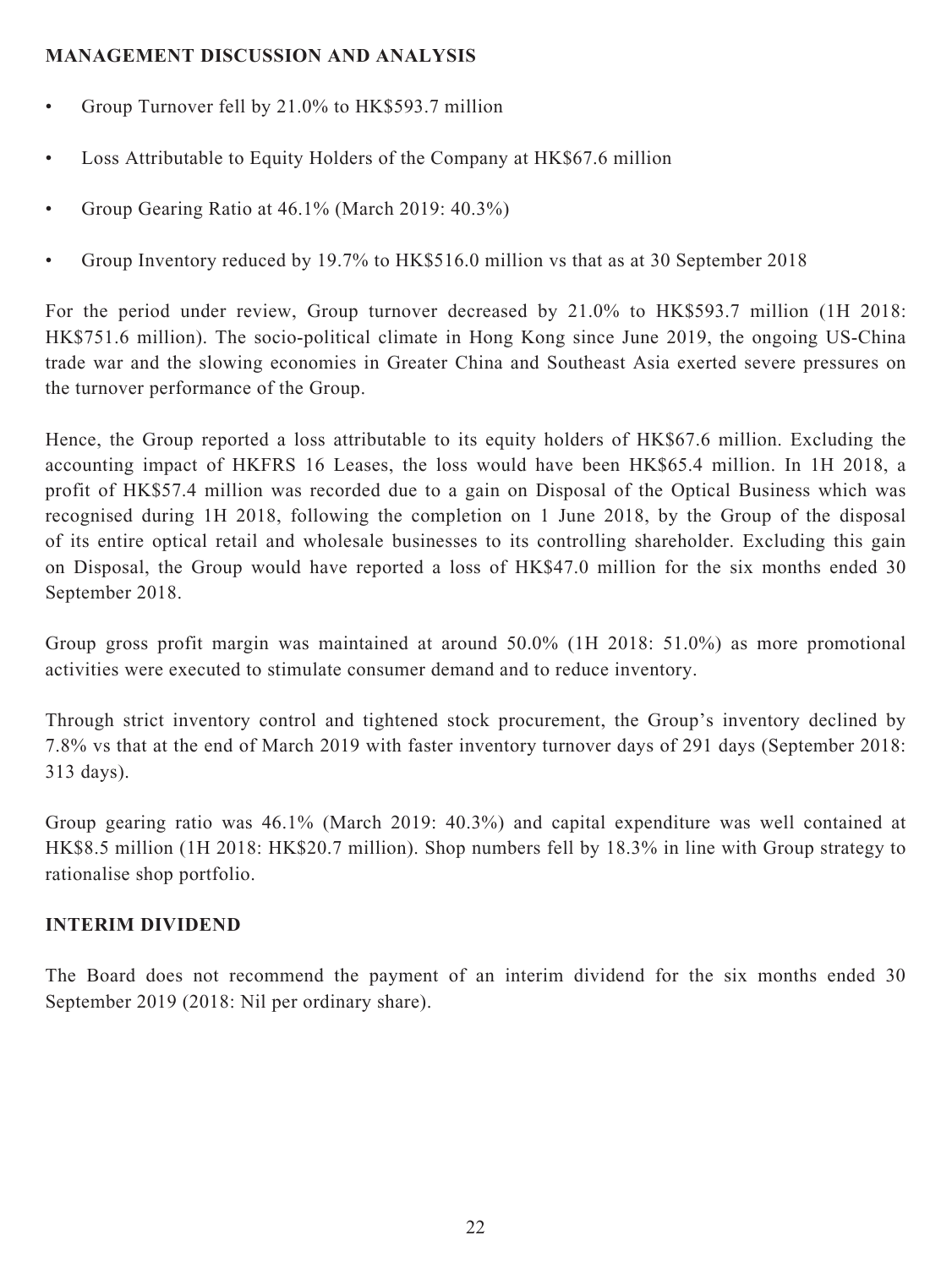## MANAGEMENT DISCUSSION AND ANALYSIS

- Group Turnover fell by 21.0% to HK$593.7 million
- Loss Attributable to Equity Holders of the Company at HK$67.6 million
- Group Gearing Ratio at 46.1% (March 2019: 40.3%)
- Group Inventory reduced by 19.7% to HK$516.0 million vs that as at 30 September 2018

For the period under review, Group turnover decreased by 21.0% to HK$593.7 million (1H 2018: HK$751.6 million). The socio-political climate in Hong Kong since June 2019, the ongoing US-China trade war and the slowing economies in Greater China and Southeast Asia exerted severe pressures on the turnover performance of the Group.

Hence, the Group reported a loss attributable to its equity holders of HK$67.6 million. Excluding the accounting impact of HKFRS 16 Leases, the loss would have been HK$65.4 million. In 1H 2018, a profit of HK$57.4 million was recorded due to a gain on Disposal of the Optical Business which was recognised during 1H 2018, following the completion on 1 June 2018, by the Group of the disposal of its entire optical retail and wholesale businesses to its controlling shareholder. Excluding this gain on Disposal, the Group would have reported a loss of HK$47.0 million for the six months ended 30 September 2018.

Group gross profit margin was maintained at around 50.0% (1H 2018: 51.0%) as more promotional activities were executed to stimulate consumer demand and to reduce inventory.

Through strict inventory control and tightened stock procurement, the Group's inventory declined by 7.8% vs that at the end of March 2019 with faster inventory turnover days of 291 days (September 2018: 313 days).

Group gearing ratio was 46.1% (March 2019: 40.3%) and capital expenditure was well contained at HK$8.5 million (1H 2018: HK$20.7 million). Shop numbers fell by 18.3% in line with Group strategy to rationalise shop portfolio.

## INTERIM DIVIDEND

The Board does not recommend the payment of an interim dividend for the six months ended 30 September 2019 (2018: Nil per ordinary share).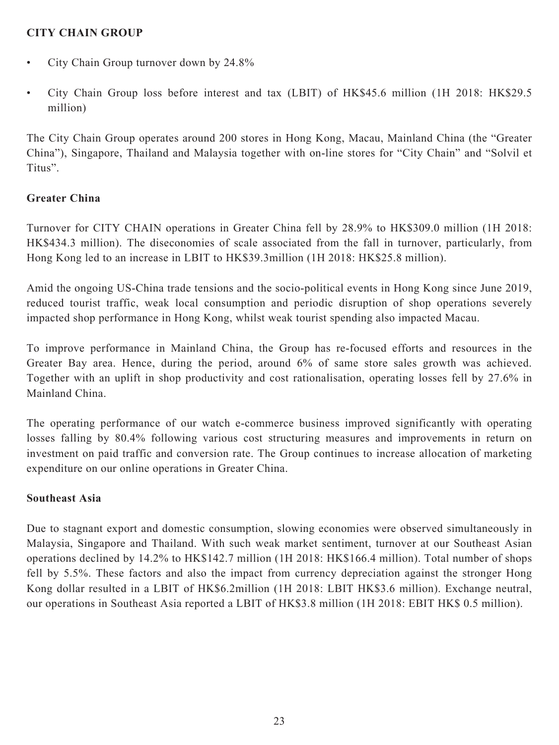## CITY CHAIN GROUP

- City Chain Group turnover down by 24.8%
- City Chain Group loss before interest and tax (LBIT) of HK$45.6 million (1H 2018: HK$29.5 million)

The City Chain Group operates around 200 stores in Hong Kong, Macau, Mainland China (the "Greater China"), Singapore, Thailand and Malaysia together with on-line stores for "City Chain" and "Solvil et Titus".

### Greater China

Turnover for CITY CHAIN operations in Greater China fell by 28.9% to HK$309.0 million (1H 2018: HK$434.3 million). The diseconomies of scale associated from the fall in turnover, particularly, from Hong Kong led to an increase in LBIT to HK$39.3million (1H 2018: HK$25.8 million).

Amid the ongoing US-China trade tensions and the socio-political events in Hong Kong since June 2019, reduced tourist traffic, weak local consumption and periodic disruption of shop operations severely impacted shop performance in Hong Kong, whilst weak tourist spending also impacted Macau.

To improve performance in Mainland China, the Group has re-focused efforts and resources in the Greater Bay area. Hence, during the period, around 6% of same store sales growth was achieved. Together with an uplift in shop productivity and cost rationalisation, operating losses fell by 27.6% in Mainland China.

The operating performance of our watch e-commerce business improved significantly with operating losses falling by 80.4% following various cost structuring measures and improvements in return on investment on paid traffic and conversion rate. The Group continues to increase allocation of marketing expenditure on our online operations in Greater China.

### Southeast Asia

Due to stagnant export and domestic consumption, slowing economies were observed simultaneously in Malaysia, Singapore and Thailand. With such weak market sentiment, turnover at our Southeast Asian operations declined by 14.2% to HK$142.7 million (1H 2018: HK$166.4 million). Total number of shops fell by 5.5%. These factors and also the impact from currency depreciation against the stronger Hong Kong dollar resulted in a LBIT of HK$6.2million (1H 2018: LBIT HK$3.6 million). Exchange neutral, our operations in Southeast Asia reported a LBIT of HK$3.8 million (1H 2018: EBIT HK$ 0.5 million).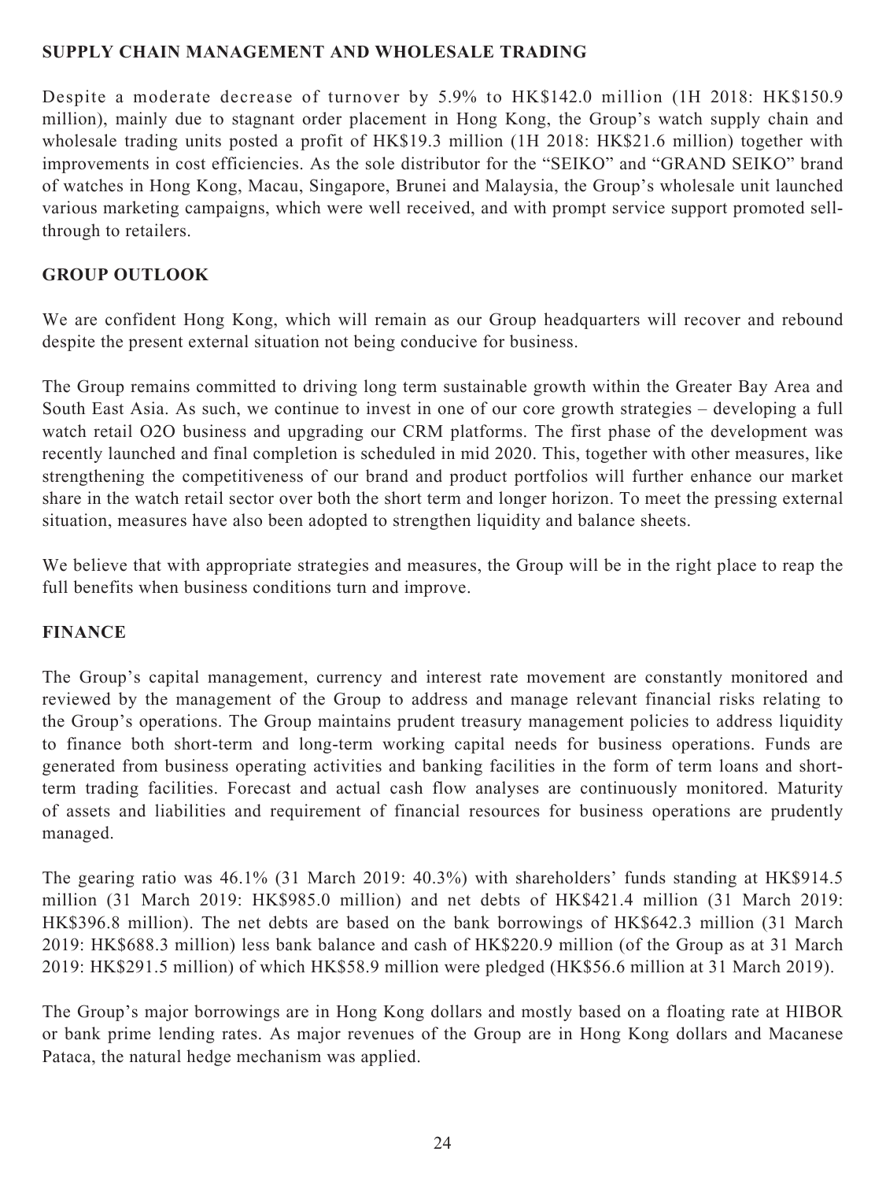## SUPPLY CHAIN MANAGEMENT AND WHOLESALE TRADING

Despite a moderate decrease of turnover by 5.9% to HK$142.0 million (1H 2018: HK$150.9 million), mainly due to stagnant order placement in Hong Kong, the Group's watch supply chain and wholesale trading units posted a profit of HK$19.3 million (1H 2018: HK$21.6 million) together with improvements in cost efficiencies. As the sole distributor for the "SEIKO" and "GRAND SEIKO" brand of watches in Hong Kong, Macau, Singapore, Brunei and Malaysia, the Group's wholesale unit launched various marketing campaigns, which were well received, and with prompt service support promoted sell-through to retailers.

## GROUP OUTLOOK

We are confident Hong Kong, which will remain as our Group headquarters will recover and rebound despite the present external situation not being conducive for business.

The Group remains committed to driving long term sustainable growth within the Greater Bay Area and South East Asia. As such, we continue to invest in one of our core growth strategies – developing a full watch retail O2O business and upgrading our CRM platforms. The first phase of the development was recently launched and final completion is scheduled in mid 2020. This, together with other measures, like strengthening the competitiveness of our brand and product portfolios will further enhance our market share in the watch retail sector over both the short term and longer horizon. To meet the pressing external situation, measures have also been adopted to strengthen liquidity and balance sheets.

We believe that with appropriate strategies and measures, the Group will be in the right place to reap the full benefits when business conditions turn and improve.

## FINANCE

The Group's capital management, currency and interest rate movement are constantly monitored and reviewed by the management of the Group to address and manage relevant financial risks relating to the Group's operations. The Group maintains prudent treasury management policies to address liquidity to finance both short-term and long-term working capital needs for business operations. Funds are generated from business operating activities and banking facilities in the form of term loans and short-term trading facilities. Forecast and actual cash flow analyses are continuously monitored. Maturity of assets and liabilities and requirement of financial resources for business operations are prudently managed.

The gearing ratio was 46.1% (31 March 2019: 40.3%) with shareholders' funds standing at HK$914.5 million (31 March 2019: HK$985.0 million) and net debts of HK$421.4 million (31 March 2019: HK$396.8 million). The net debts are based on the bank borrowings of HK$642.3 million (31 March 2019: HK$688.3 million) less bank balance and cash of HK$220.9 million (of the Group as at 31 March 2019: HK$291.5 million) of which HK$58.9 million were pledged (HK$56.6 million at 31 March 2019).

The Group's major borrowings are in Hong Kong dollars and mostly based on a floating rate at HIBOR or bank prime lending rates. As major revenues of the Group are in Hong Kong dollars and Macanese Pataca, the natural hedge mechanism was applied.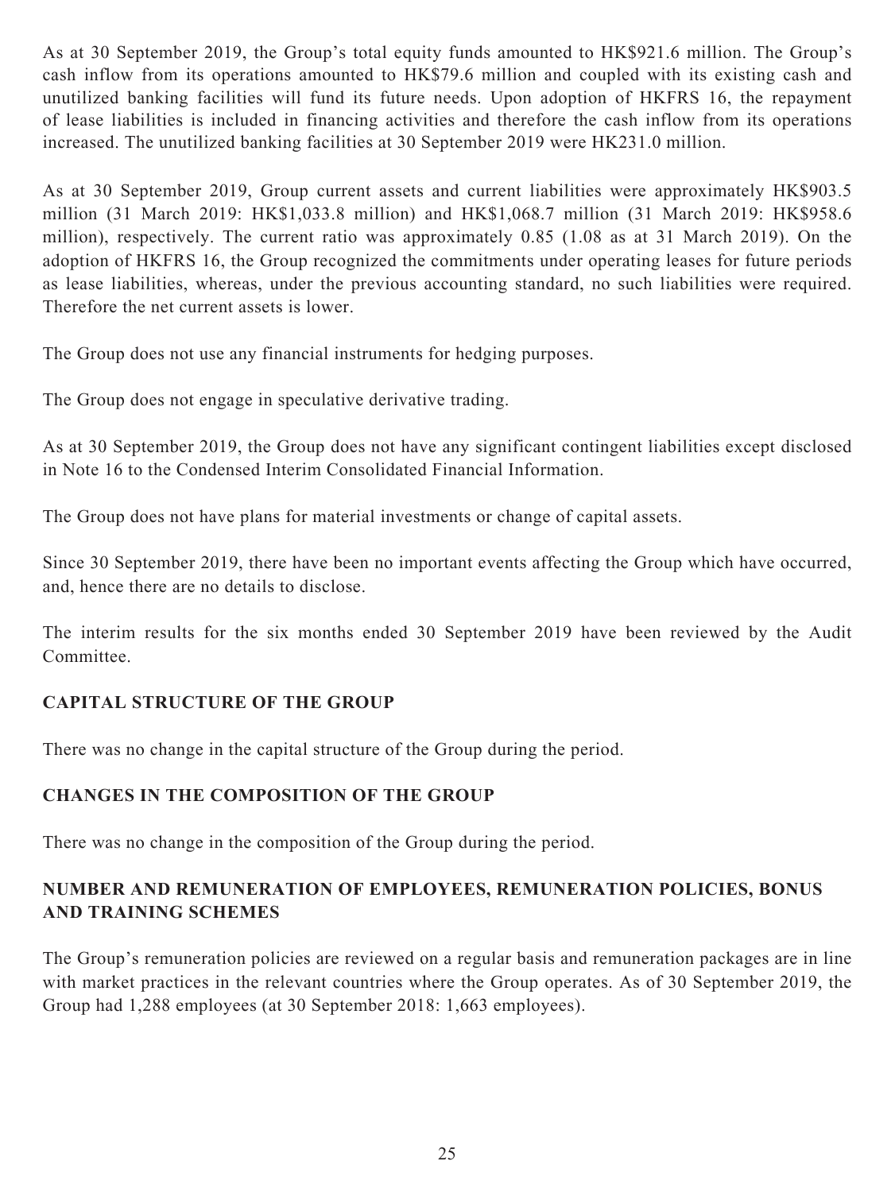As at 30 September 2019, the Group's total equity funds amounted to HK$921.6 million. The Group's cash inflow from its operations amounted to HK$79.6 million and coupled with its existing cash and unutilized banking facilities will fund its future needs. Upon adoption of HKFRS 16, the repayment of lease liabilities is included in financing activities and therefore the cash inflow from its operations increased. The unutilized banking facilities at 30 September 2019 were HK231.0 million.

As at 30 September 2019, Group current assets and current liabilities were approximately HK$903.5 million (31 March 2019: HK$1,033.8 million) and HK$1,068.7 million (31 March 2019: HK$958.6 million), respectively. The current ratio was approximately 0.85 (1.08 as at 31 March 2019). On the adoption of HKFRS 16, the Group recognized the commitments under operating leases for future periods as lease liabilities, whereas, under the previous accounting standard, no such liabilities were required. Therefore the net current assets is lower.

The Group does not use any financial instruments for hedging purposes.

The Group does not engage in speculative derivative trading.

As at 30 September 2019, the Group does not have any significant contingent liabilities except disclosed in Note 16 to the Condensed Interim Consolidated Financial Information.

The Group does not have plans for material investments or change of capital assets.

Since 30 September 2019, there have been no important events affecting the Group which have occurred, and, hence there are no details to disclose.

The interim results for the six months ended 30 September 2019 have been reviewed by the Audit Committee.

## CAPITAL STRUCTURE OF THE GROUP

There was no change in the capital structure of the Group during the period.

## CHANGES IN THE COMPOSITION OF THE GROUP

There was no change in the composition of the Group during the period.

## NUMBER AND REMUNERATION OF EMPLOYEES, REMUNERATION POLICIES, BONUS AND TRAINING SCHEMES

The Group's remuneration policies are reviewed on a regular basis and remuneration packages are in line with market practices in the relevant countries where the Group operates. As of 30 September 2019, the Group had 1,288 employees (at 30 September 2018: 1,663 employees).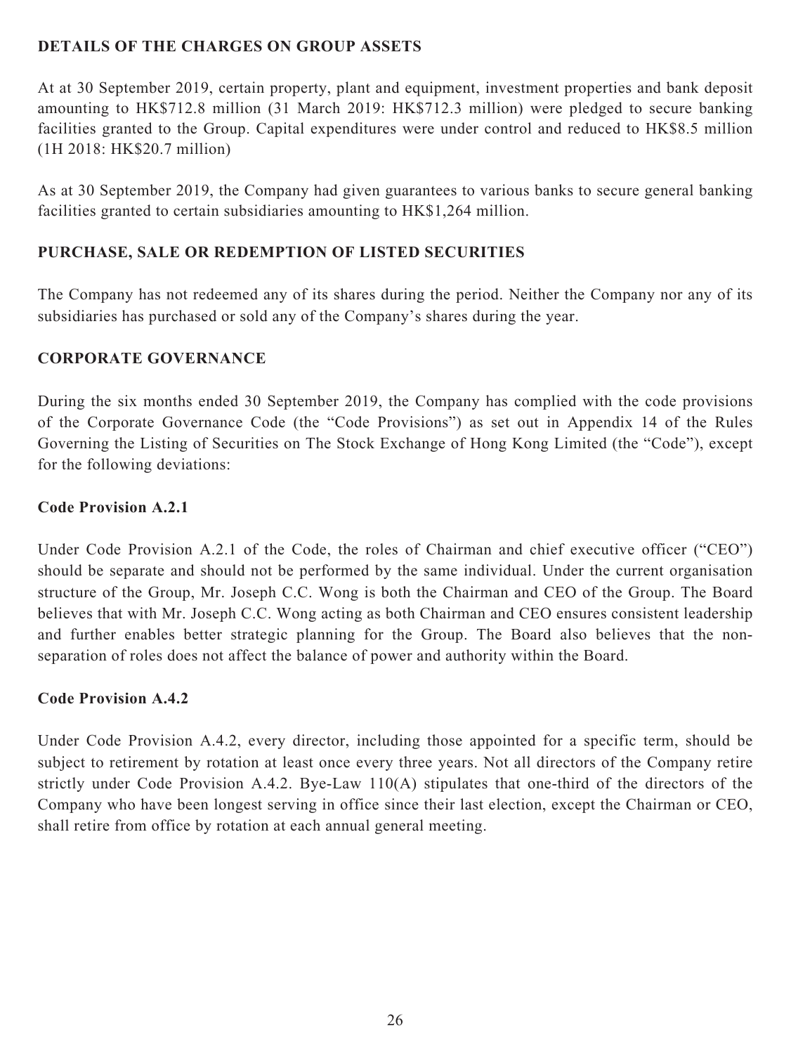## DETAILS OF THE CHARGES ON GROUP ASSETS

At at 30 September 2019, certain property, plant and equipment, investment properties and bank deposit amounting to HK$712.8 million (31 March 2019: HK$712.3 million) were pledged to secure banking facilities granted to the Group. Capital expenditures were under control and reduced to HK$8.5 million (1H 2018: HK$20.7 million)

As at 30 September 2019, the Company had given guarantees to various banks to secure general banking facilities granted to certain subsidiaries amounting to HK$1,264 million.

## PURCHASE, SALE OR REDEMPTION OF LISTED SECURITIES

The Company has not redeemed any of its shares during the period. Neither the Company nor any of its subsidiaries has purchased or sold any of the Company's shares during the year.

## CORPORATE GOVERNANCE

During the six months ended 30 September 2019, the Company has complied with the code provisions of the Corporate Governance Code (the "Code Provisions") as set out in Appendix 14 of the Rules Governing the Listing of Securities on The Stock Exchange of Hong Kong Limited (the "Code"), except for the following deviations:

### Code Provision A.2.1

Under Code Provision A.2.1 of the Code, the roles of Chairman and chief executive officer ("CEO") should be separate and should not be performed by the same individual. Under the current organisation structure of the Group, Mr. Joseph C.C. Wong is both the Chairman and CEO of the Group. The Board believes that with Mr. Joseph C.C. Wong acting as both Chairman and CEO ensures consistent leadership and further enables better strategic planning for the Group. The Board also believes that the non-separation of roles does not affect the balance of power and authority within the Board.

### Code Provision A.4.2

Under Code Provision A.4.2, every director, including those appointed for a specific term, should be subject to retirement by rotation at least once every three years. Not all directors of the Company retire strictly under Code Provision A.4.2. Bye-Law 110(A) stipulates that one-third of the directors of the Company who have been longest serving in office since their last election, except the Chairman or CEO, shall retire from office by rotation at each annual general meeting.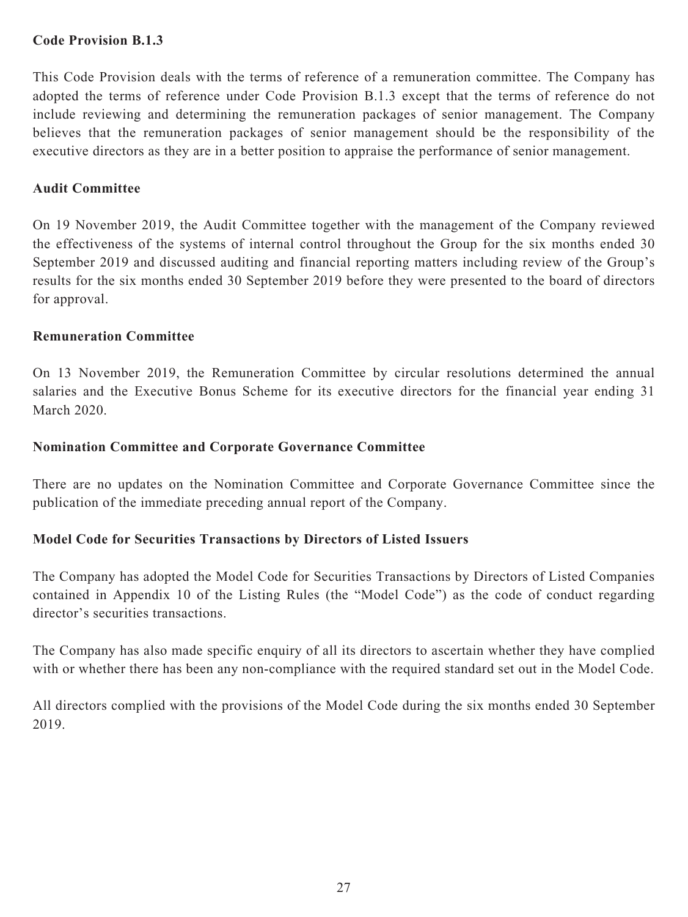**Code Provision B.1.3**

This Code Provision deals with the terms of reference of a remuneration committee. The Company has adopted the terms of reference under Code Provision B.1.3 except that the terms of reference do not include reviewing and determining the remuneration packages of senior management. The Company believes that the remuneration packages of senior management should be the responsibility of the executive directors as they are in a better position to appraise the performance of senior management.

**Audit Committee**

On 19 November 2019, the Audit Committee together with the management of the Company reviewed the effectiveness of the systems of internal control throughout the Group for the six months ended 30 September 2019 and discussed auditing and financial reporting matters including review of the Group's results for the six months ended 30 September 2019 before they were presented to the board of directors for approval.

**Remuneration Committee**

On 13 November 2019, the Remuneration Committee by circular resolutions determined the annual salaries and the Executive Bonus Scheme for its executive directors for the financial year ending 31 March 2020.

**Nomination Committee and Corporate Governance Committee**

There are no updates on the Nomination Committee and Corporate Governance Committee since the publication of the immediate preceding annual report of the Company.

**Model Code for Securities Transactions by Directors of Listed Issuers**

The Company has adopted the Model Code for Securities Transactions by Directors of Listed Companies contained in Appendix 10 of the Listing Rules (the "Model Code") as the code of conduct regarding director's securities transactions.

The Company has also made specific enquiry of all its directors to ascertain whether they have complied with or whether there has been any non-compliance with the required standard set out in the Model Code.

All directors complied with the provisions of the Model Code during the six months ended 30 September 2019.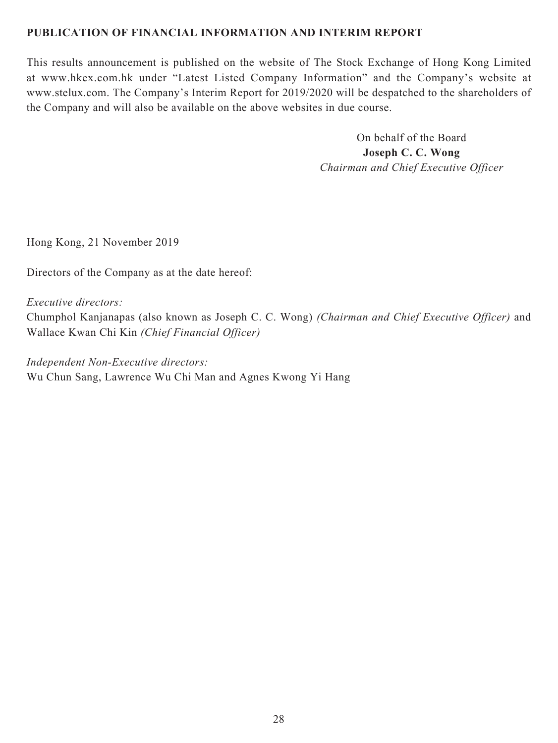**PUBLICATION OF FINANCIAL INFORMATION AND INTERIM REPORT**

This results announcement is published on the website of The Stock Exchange of Hong Kong Limited at www.hkex.com.hk under "Latest Listed Company Information" and the Company's website at www.stelux.com. The Company's Interim Report for 2019/2020 will be despatched to the shareholders of the Company and will also be available on the above websites in due course.

On behalf of the Board
**Joseph C. C. Wong**
*Chairman and Chief Executive Officer*

Hong Kong, 21 November 2019

Directors of the Company as at the date hereof:

*Executive directors:*
Chumphol Kanjanapas (also known as Joseph C. C. Wong) *(Chairman and Chief Executive Officer)* and Wallace Kwan Chi Kin *(Chief Financial Officer)*

*Independent Non-Executive directors:*
Wu Chun Sang, Lawrence Wu Chi Man and Agnes Kwong Yi Hang